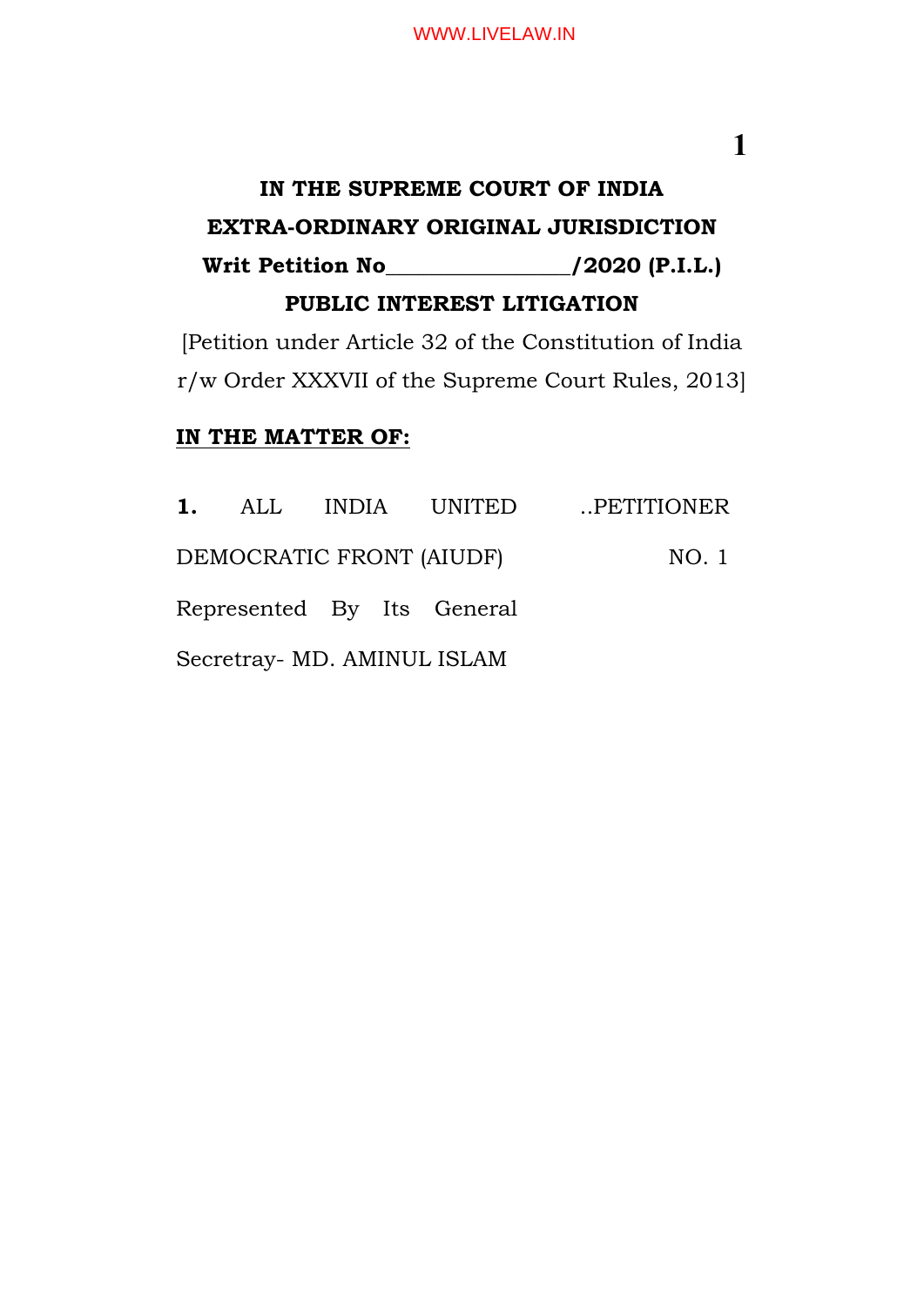**IN THE SUPREME COURT OF INDIA**

**EXTRA-ORDINARY ORIGINAL JURISDICTION**

**Writ Petition No________________/2020 (P.I.L.)**

**PUBLIC INTEREST LITIGATION**

[Petition under Article 32 of the Constitution of India r/w Order XXXVII of the Supreme Court Rules, 2013]

**IN THE MATTER OF:**

**1.** ALL INDIA UNITED DEMOCRATIC FRONT (AIUDF) Represented By Its General Secretray- MD. AMINUL ISLAM ..PETITIONER NO. 1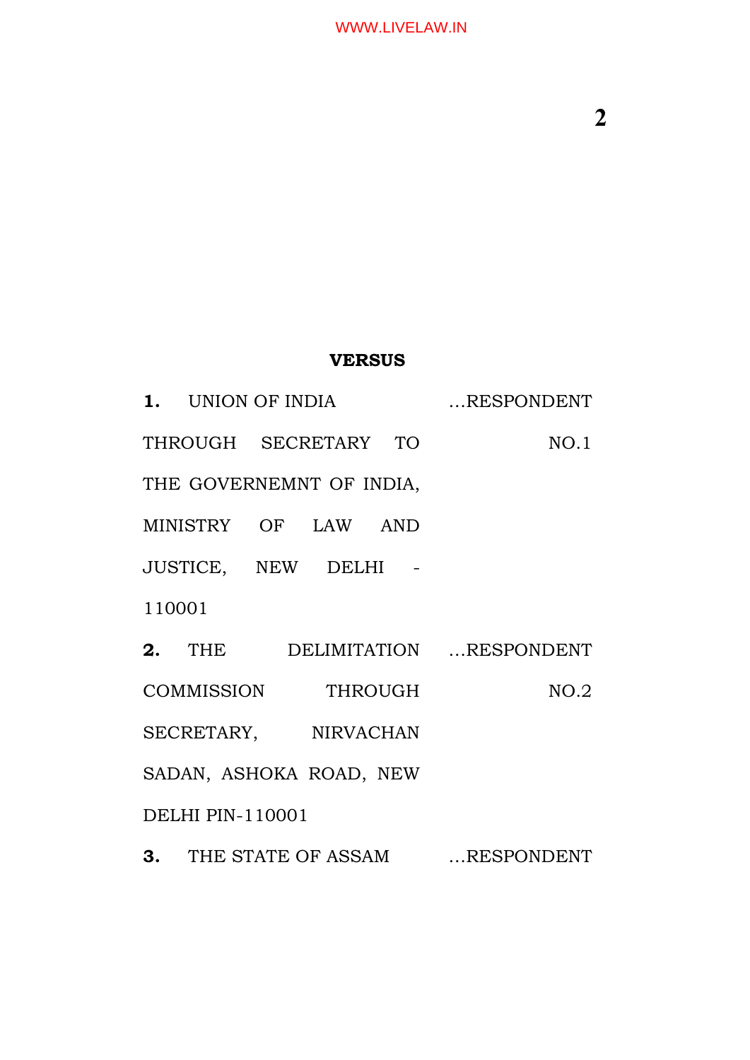**VERSUS**

| | |
|---|---|
| **1.** UNION OF INDIA THROUGH SECRETARY TO THE GOVERNEMNT OF INDIA, MINISTRY OF LAW AND JUSTICE, NEW DELHI - 110001 | ...RESPONDENT NO.1 |
| **2.** THE DELIMITATION COMMISSION THROUGH SECRETARY, NIRVACHAN SADAN, ASHOKA ROAD, NEW DELHI PIN-110001 | ...RESPONDENT NO.2 |
| **3.** THE STATE OF ASSAM | ...RESPONDENT |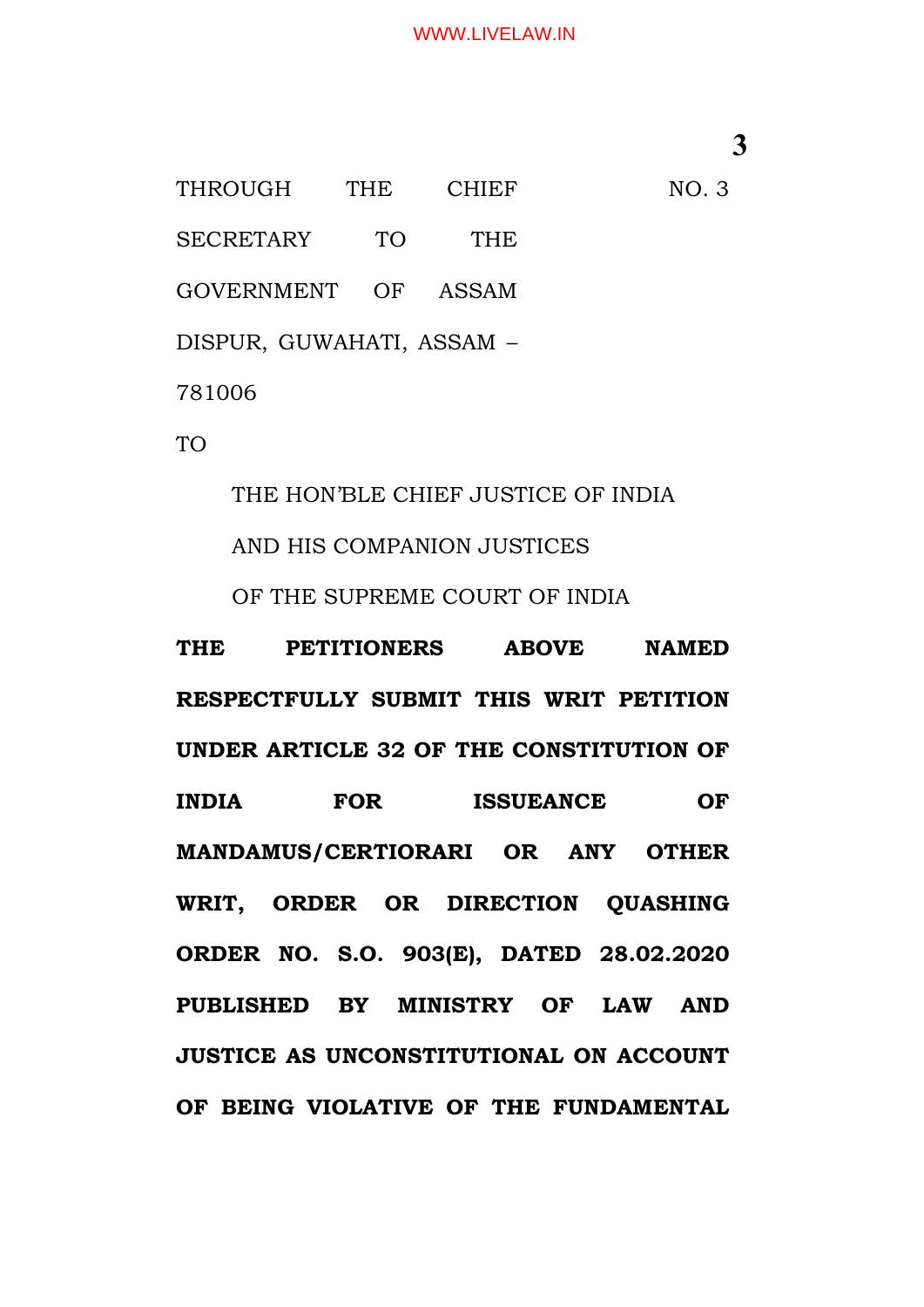THROUGH THE CHIEF SECRETARY TO THE GOVERNMENT OF ASSAM DISPUR, GUWAHATI, ASSAM – 781006 &nbsp;&nbsp;&nbsp;&nbsp;&nbsp;&nbsp;&nbsp;&nbsp; NO. 3

TO

THE HON'BLE CHIEF JUSTICE OF INDIA
AND HIS COMPANION JUSTICES
OF THE SUPREME COURT OF INDIA

**THE PETITIONERS ABOVE NAMED RESPECTFULLY SUBMIT THIS WRIT PETITION UNDER ARTICLE 32 OF THE CONSTITUTION OF INDIA FOR ISSUEANCE OF MANDAMUS/CERTIORARI OR ANY OTHER WRIT, ORDER OR DIRECTION QUASHING ORDER NO. S.O. 903(E), DATED 28.02.2020 PUBLISHED BY MINISTRY OF LAW AND JUSTICE AS UNCONSTITUTIONAL ON ACCOUNT OF BEING VIOLATIVE OF THE FUNDAMENTAL**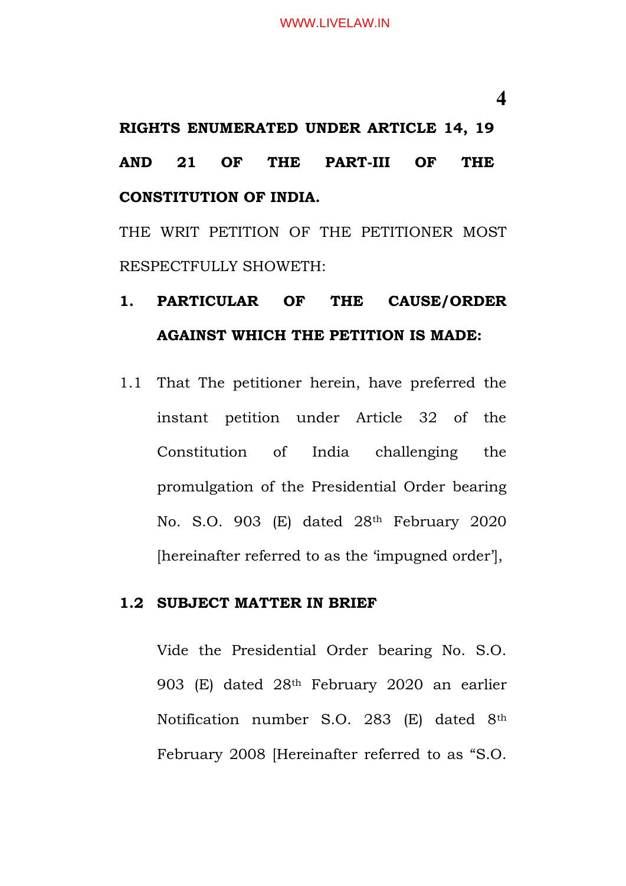**RIGHTS ENUMERATED UNDER ARTICLE 14, 19 AND 21 OF THE PART-III OF THE CONSTITUTION OF INDIA.**

THE WRIT PETITION OF THE PETITIONER MOST RESPECTFULLY SHOWETH:

**1. PARTICULAR OF THE CAUSE/ORDER AGAINST WHICH THE PETITION IS MADE:**

1.1 That The petitioner herein, have preferred the instant petition under Article 32 of the Constitution of India challenging the promulgation of the Presidential Order bearing No. S.O. 903 (E) dated 28th February 2020 [hereinafter referred to as the 'impugned order'],

**1.2 SUBJECT MATTER IN BRIEF**

Vide the Presidential Order bearing No. S.O. 903 (E) dated 28th February 2020 an earlier Notification number S.O. 283 (E) dated 8th February 2008 [Hereinafter referred to as "S.O.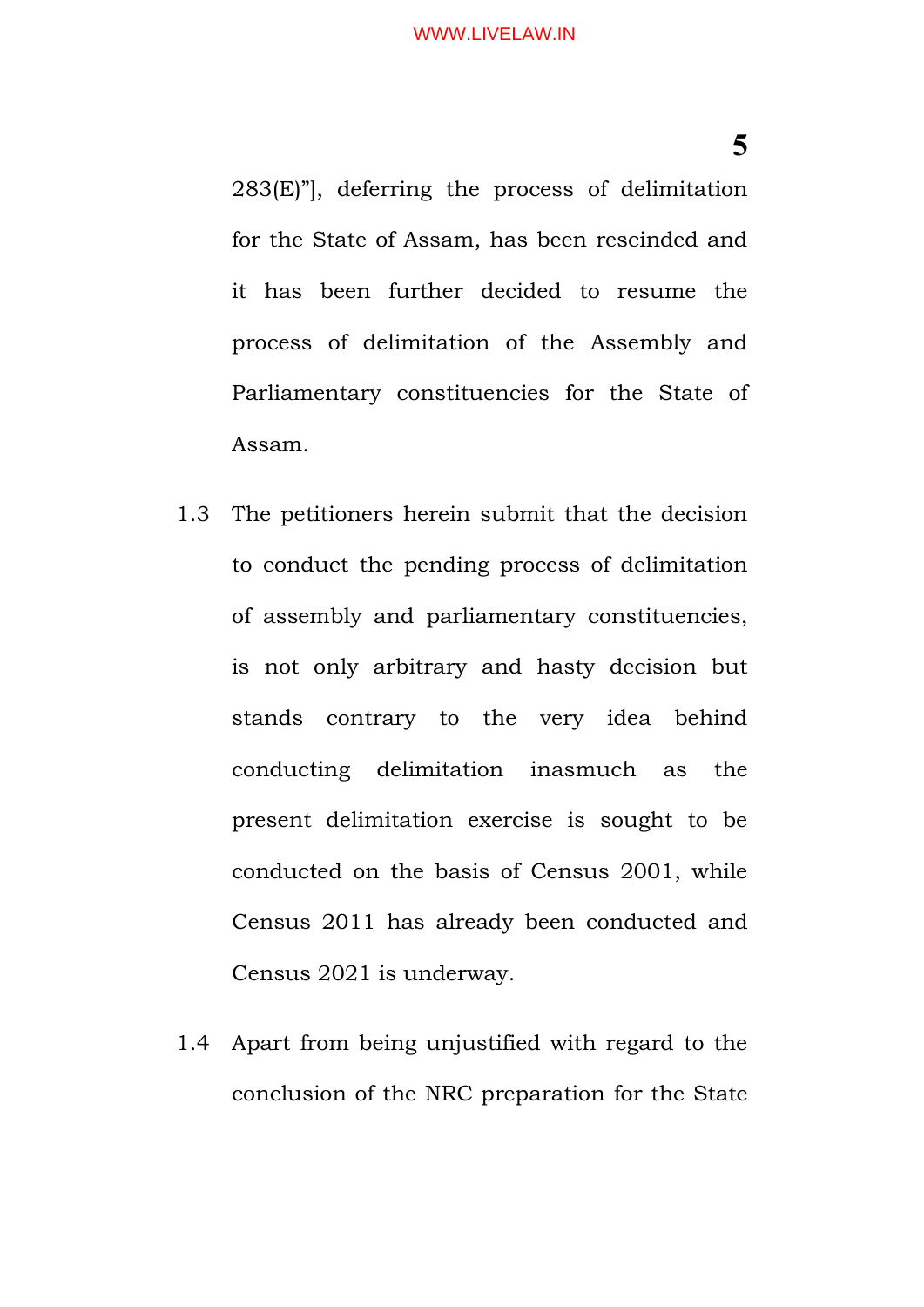283(E)"], deferring the process of delimitation for the State of Assam, has been rescinded and it has been further decided to resume the process of delimitation of the Assembly and Parliamentary constituencies for the State of Assam.

1.3 The petitioners herein submit that the decision to conduct the pending process of delimitation of assembly and parliamentary constituencies, is not only arbitrary and hasty decision but stands contrary to the very idea behind conducting delimitation inasmuch as the present delimitation exercise is sought to be conducted on the basis of Census 2001, while Census 2011 has already been conducted and Census 2021 is underway.

1.4 Apart from being unjustified with regard to the conclusion of the NRC preparation for the State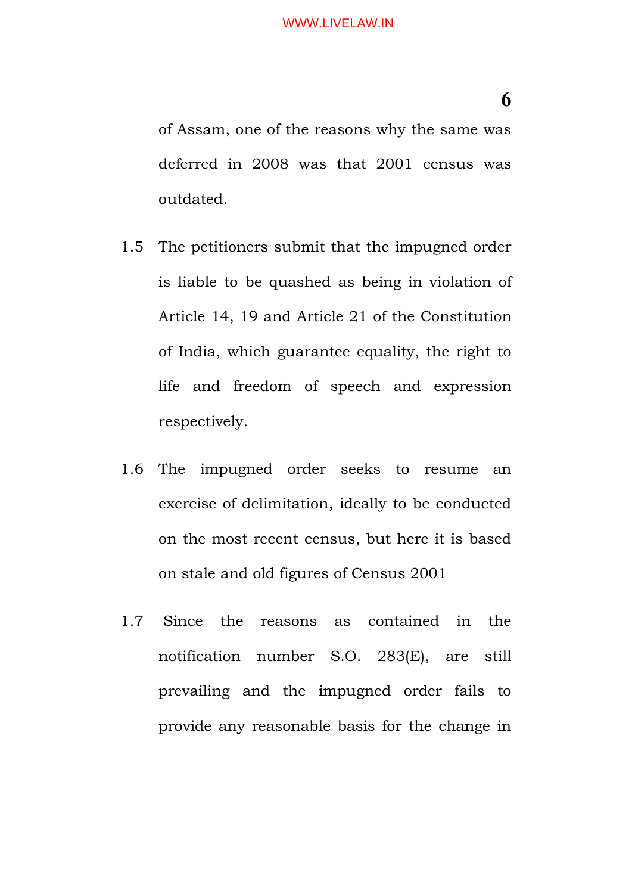of Assam, one of the reasons why the same was deferred in 2008 was that 2001 census was outdated.

1.5 The petitioners submit that the impugned order is liable to be quashed as being in violation of Article 14, 19 and Article 21 of the Constitution of India, which guarantee equality, the right to life and freedom of speech and expression respectively.

1.6 The impugned order seeks to resume an exercise of delimitation, ideally to be conducted on the most recent census, but here it is based on stale and old figures of Census 2001

1.7 Since the reasons as contained in the notification number S.O. 283(E), are still prevailing and the impugned order fails to provide any reasonable basis for the change in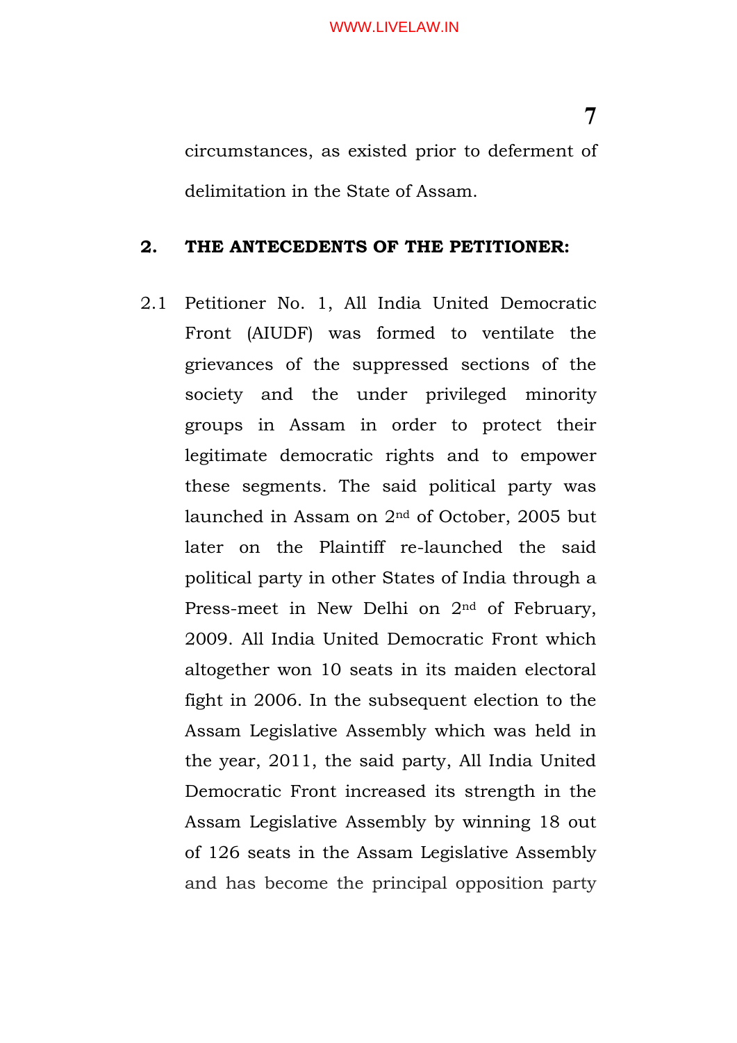circumstances, as existed prior to deferment of delimitation in the State of Assam.

## 2. THE ANTECEDENTS OF THE PETITIONER:

2.1 Petitioner No. 1, All India United Democratic Front (AIUDF) was formed to ventilate the grievances of the suppressed sections of the society and the under privileged minority groups in Assam in order to protect their legitimate democratic rights and to empower these segments. The said political party was launched in Assam on 2nd of October, 2005 but later on the Plaintiff re-launched the said political party in other States of India through a Press-meet in New Delhi on 2nd of February, 2009. All India United Democratic Front which altogether won 10 seats in its maiden electoral fight in 2006. In the subsequent election to the Assam Legislative Assembly which was held in the year, 2011, the said party, All India United Democratic Front increased its strength in the Assam Legislative Assembly by winning 18 out of 126 seats in the Assam Legislative Assembly and has become the principal opposition party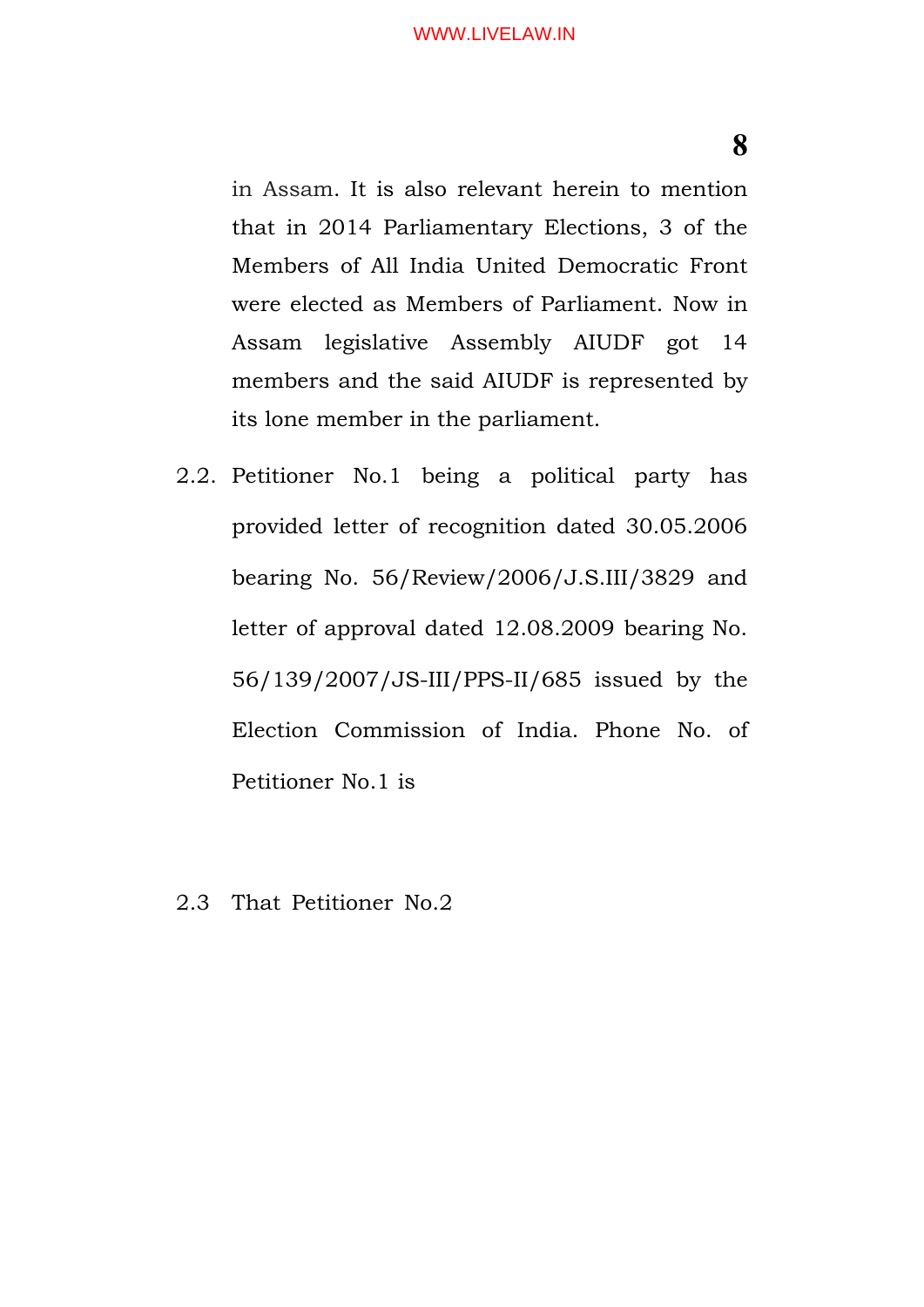in Assam. It is also relevant herein to mention that in 2014 Parliamentary Elections, 3 of the Members of All India United Democratic Front were elected as Members of Parliament. Now in Assam legislative Assembly AIUDF got 14 members and the said AIUDF is represented by its lone member in the parliament.

2.2. Petitioner No.1 being a political party has provided letter of recognition dated 30.05.2006 bearing No. 56/Review/2006/J.S.III/3829 and letter of approval dated 12.08.2009 bearing No. 56/139/2007/JS-III/PPS-II/685 issued by the Election Commission of India. Phone No. of Petitioner No.1 is

2.3 That Petitioner No.2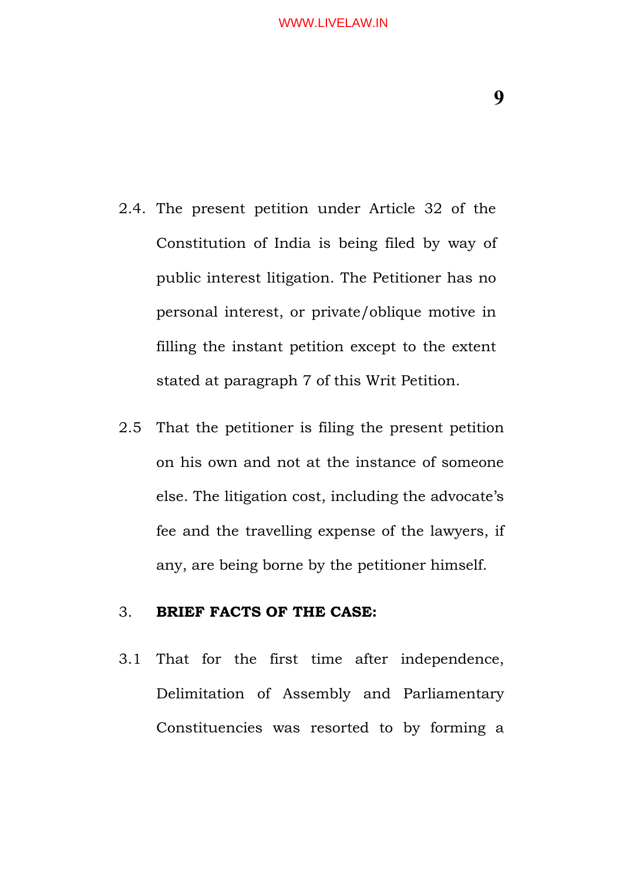2.4. The present petition under Article 32 of the Constitution of India is being filed by way of public interest litigation. The Petitioner has no personal interest, or private/oblique motive in filling the instant petition except to the extent stated at paragraph 7 of this Writ Petition.

2.5 That the petitioner is filing the present petition on his own and not at the instance of someone else. The litigation cost, including the advocate's fee and the travelling expense of the lawyers, if any, are being borne by the petitioner himself.

3. **BRIEF FACTS OF THE CASE:**

3.1 That for the first time after independence, Delimitation of Assembly and Parliamentary Constituencies was resorted to by forming a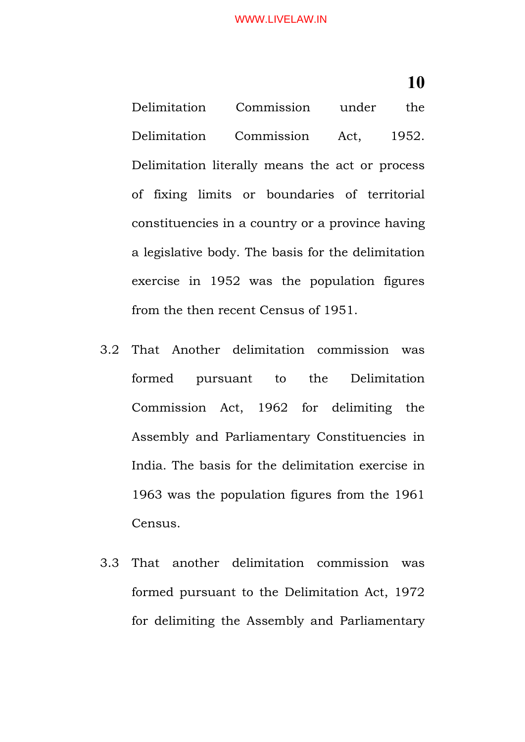Delimitation Commission under the Delimitation Commission Act, 1952. Delimitation literally means the act or process of fixing limits or boundaries of territorial constituencies in a country or a province having a legislative body. The basis for the delimitation exercise in 1952 was the population figures from the then recent Census of 1951.

3.2 That Another delimitation commission was formed pursuant to the Delimitation Commission Act, 1962 for delimiting the Assembly and Parliamentary Constituencies in India. The basis for the delimitation exercise in 1963 was the population figures from the 1961 Census.

3.3 That another delimitation commission was formed pursuant to the Delimitation Act, 1972 for delimiting the Assembly and Parliamentary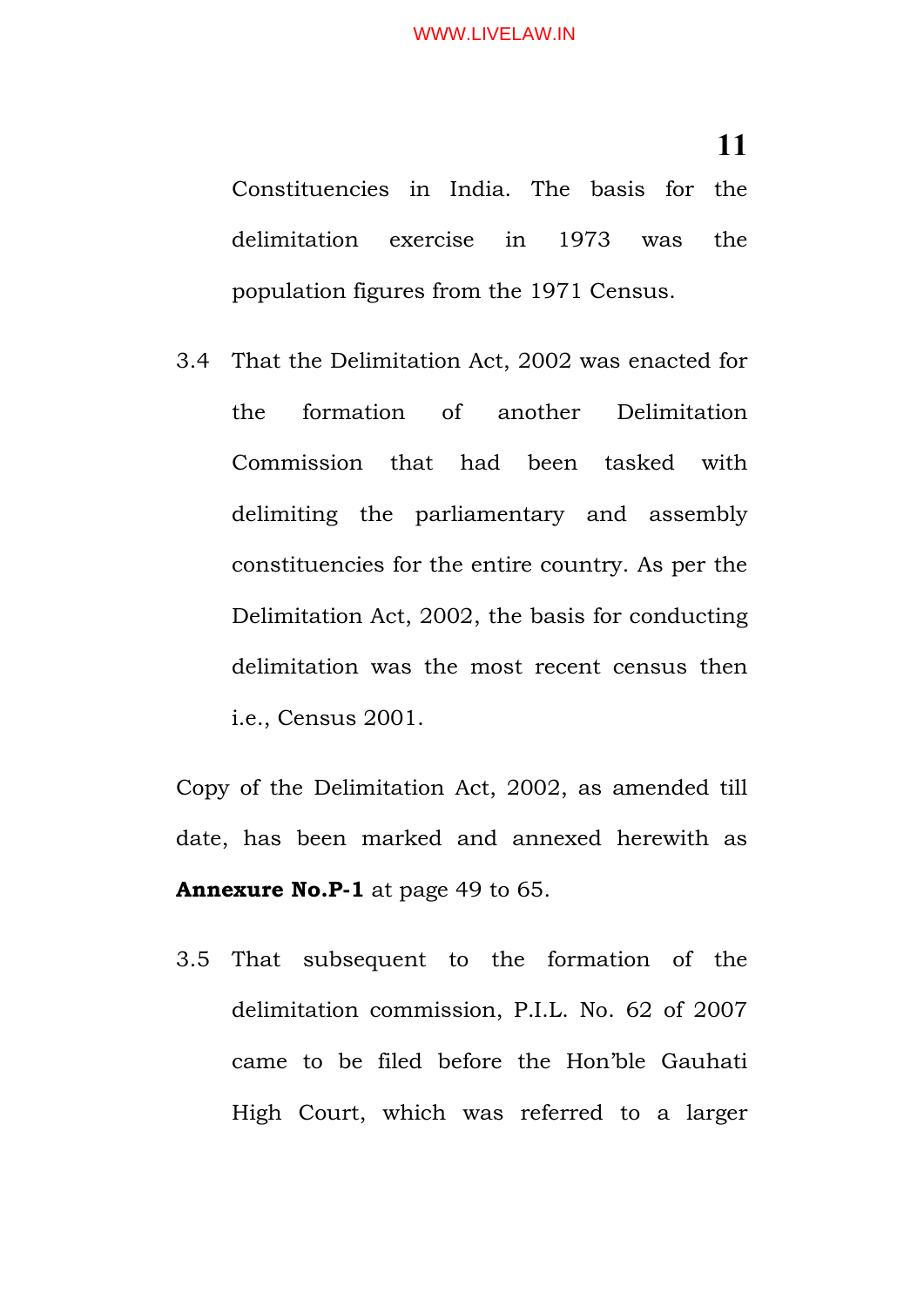Constituencies in India. The basis for the delimitation exercise in 1973 was the population figures from the 1971 Census.

3.4 That the Delimitation Act, 2002 was enacted for the formation of another Delimitation Commission that had been tasked with delimiting the parliamentary and assembly constituencies for the entire country. As per the Delimitation Act, 2002, the basis for conducting delimitation was the most recent census then i.e., Census 2001.

Copy of the Delimitation Act, 2002, as amended till date, has been marked and annexed herewith as **Annexure No.P-1** at page 49 to 65.

3.5 That subsequent to the formation of the delimitation commission, P.I.L. No. 62 of 2007 came to be filed before the Hon'ble Gauhati High Court, which was referred to a larger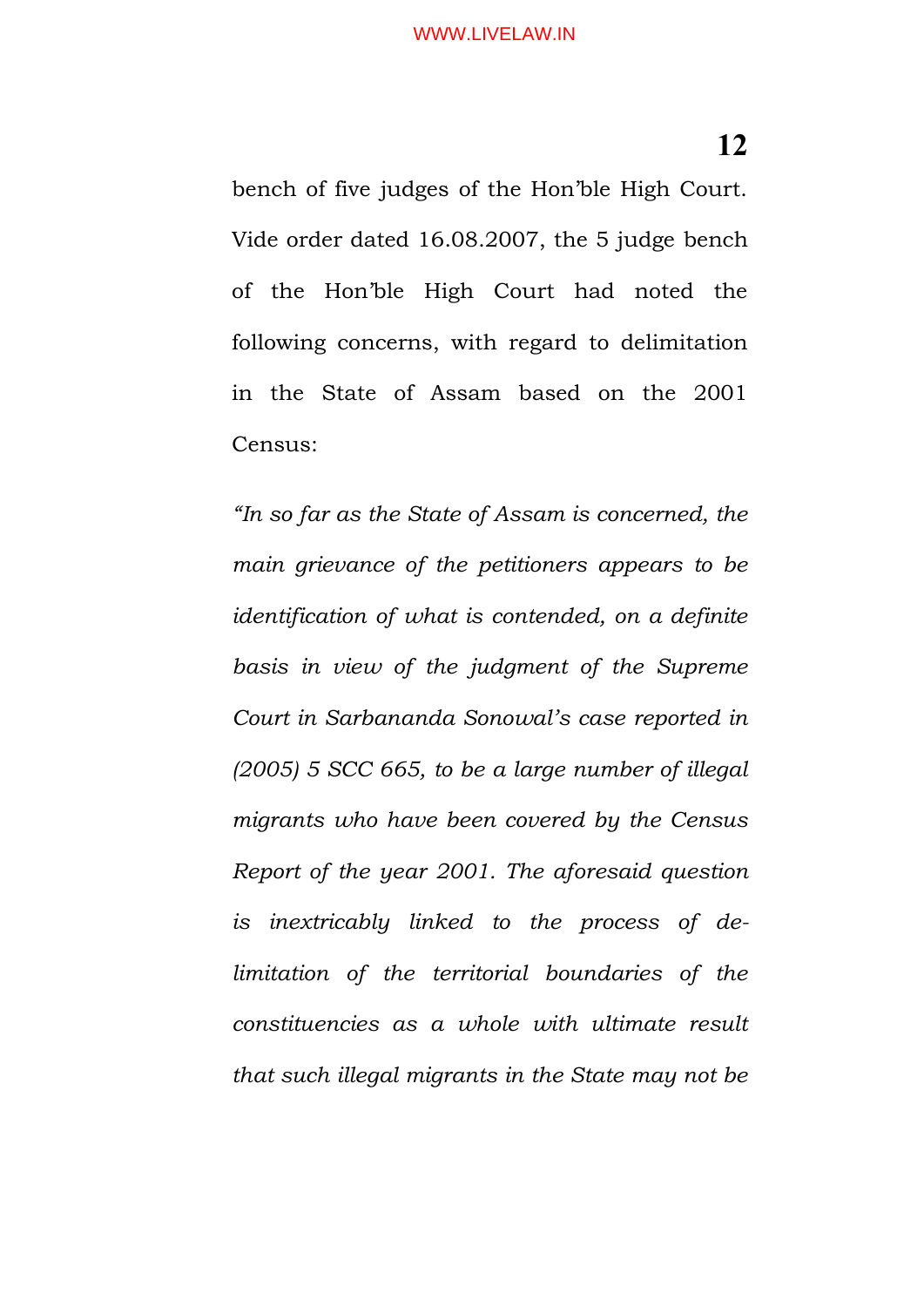bench of five judges of the Hon'ble High Court. Vide order dated 16.08.2007, the 5 judge bench of the Hon'ble High Court had noted the following concerns, with regard to delimitation in the State of Assam based on the 2001 Census:

*"In so far as the State of Assam is concerned, the main grievance of the petitioners appears to be identification of what is contended, on a definite basis in view of the judgment of the Supreme Court in Sarbananda Sonowal's case reported in (2005) 5 SCC 665, to be a large number of illegal migrants who have been covered by the Census Report of the year 2001. The aforesaid question is inextricably linked to the process of de-limitation of the territorial boundaries of the constituencies as a whole with ultimate result that such illegal migrants in the State may not be*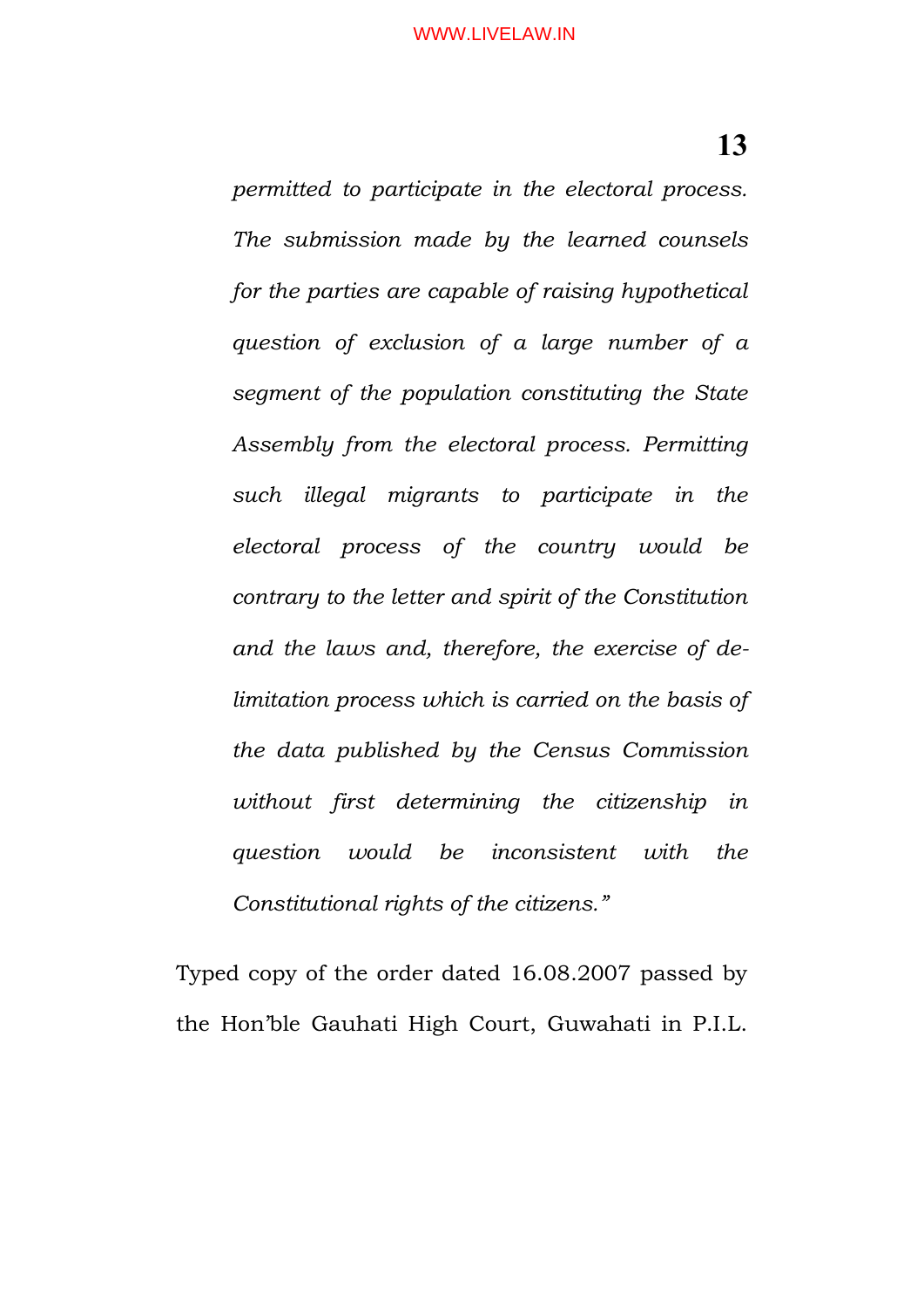*permitted to participate in the electoral process. The submission made by the learned counsels for the parties are capable of raising hypothetical question of exclusion of a large number of a segment of the population constituting the State Assembly from the electoral process. Permitting such illegal migrants to participate in the electoral process of the country would be contrary to the letter and spirit of the Constitution and the laws and, therefore, the exercise of de-limitation process which is carried on the basis of the data published by the Census Commission without first determining the citizenship in question would be inconsistent with the Constitutional rights of the citizens."*

Typed copy of the order dated 16.08.2007 passed by the Hon'ble Gauhati High Court, Guwahati in P.I.L.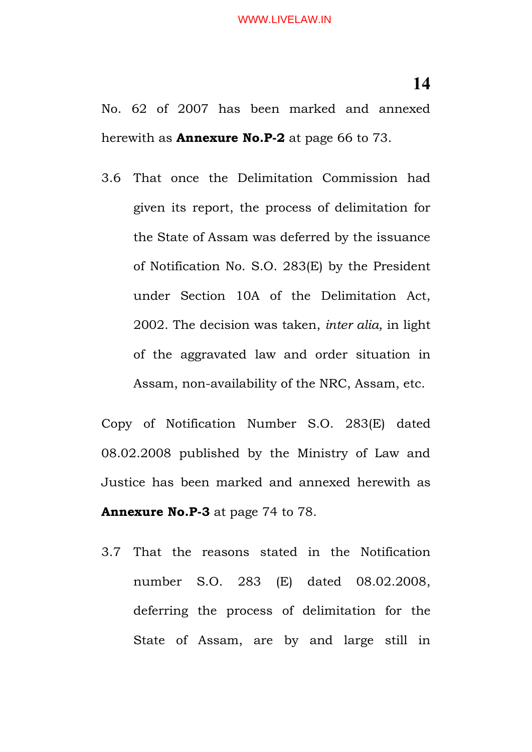No. 62 of 2007 has been marked and annexed herewith as **Annexure No.P-2** at page 66 to 73.

3.6 That once the Delimitation Commission had given its report, the process of delimitation for the State of Assam was deferred by the issuance of Notification No. S.O. 283(E) by the President under Section 10A of the Delimitation Act, 2002. The decision was taken, *inter alia,* in light of the aggravated law and order situation in Assam, non-availability of the NRC, Assam, etc.

Copy of Notification Number S.O. 283(E) dated 08.02.2008 published by the Ministry of Law and Justice has been marked and annexed herewith as **Annexure No.P-3** at page 74 to 78.

3.7 That the reasons stated in the Notification number S.O. 283 (E) dated 08.02.2008, deferring the process of delimitation for the State of Assam, are by and large still in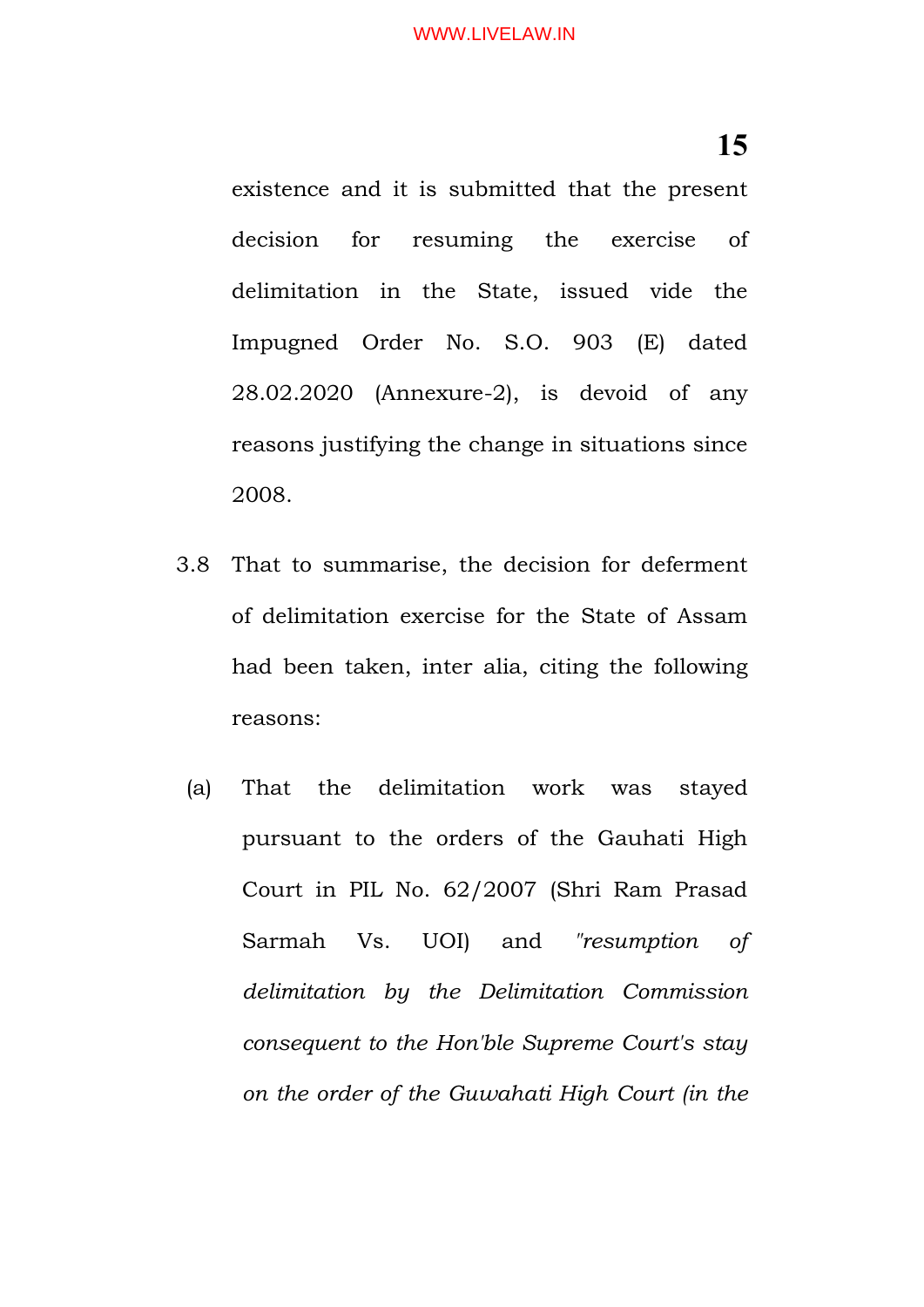existence and it is submitted that the present decision for resuming the exercise of delimitation in the State, issued vide the Impugned Order No. S.O. 903 (E) dated 28.02.2020 (Annexure-2), is devoid of any reasons justifying the change in situations since 2008.

3.8 That to summarise, the decision for deferment of delimitation exercise for the State of Assam had been taken, inter alia, citing the following reasons:

(a) That the delimitation work was stayed pursuant to the orders of the Gauhati High Court in PIL No. 62/2007 (Shri Ram Prasad Sarmah Vs. UOI) and *"resumption of delimitation by the Delimitation Commission consequent to the Hon'ble Supreme Court's stay on the order of the Guwahati High Court (in the*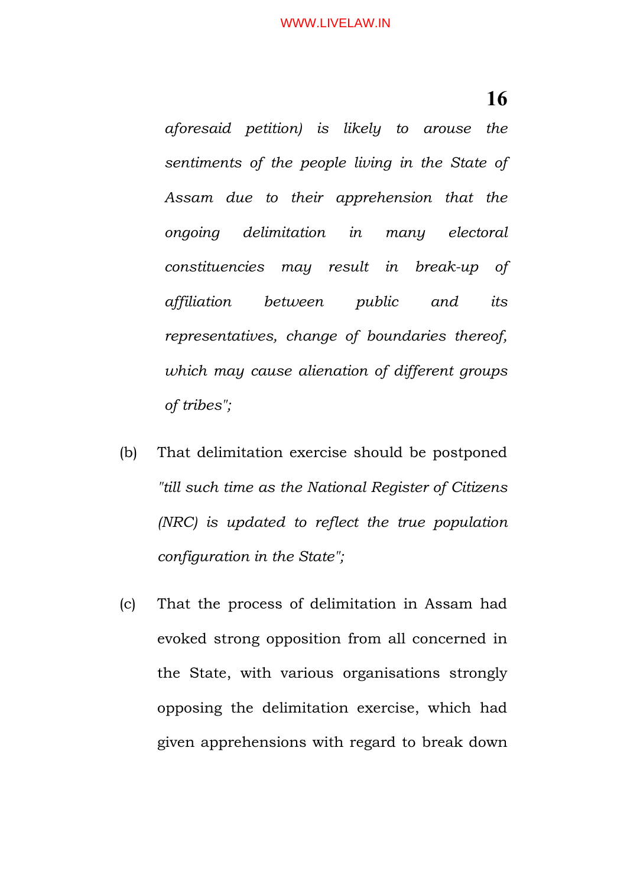*aforesaid petition) is likely to arouse the sentiments of the people living in the State of Assam due to their apprehension that the ongoing delimitation in many electoral constituencies may result in break-up of affiliation between public and its representatives, change of boundaries thereof, which may cause alienation of different groups of tribes";*

(b) That delimitation exercise should be postponed *"till such time as the National Register of Citizens (NRC) is updated to reflect the true population configuration in the State";*

(c) That the process of delimitation in Assam had evoked strong opposition from all concerned in the State, with various organisations strongly opposing the delimitation exercise, which had given apprehensions with regard to break down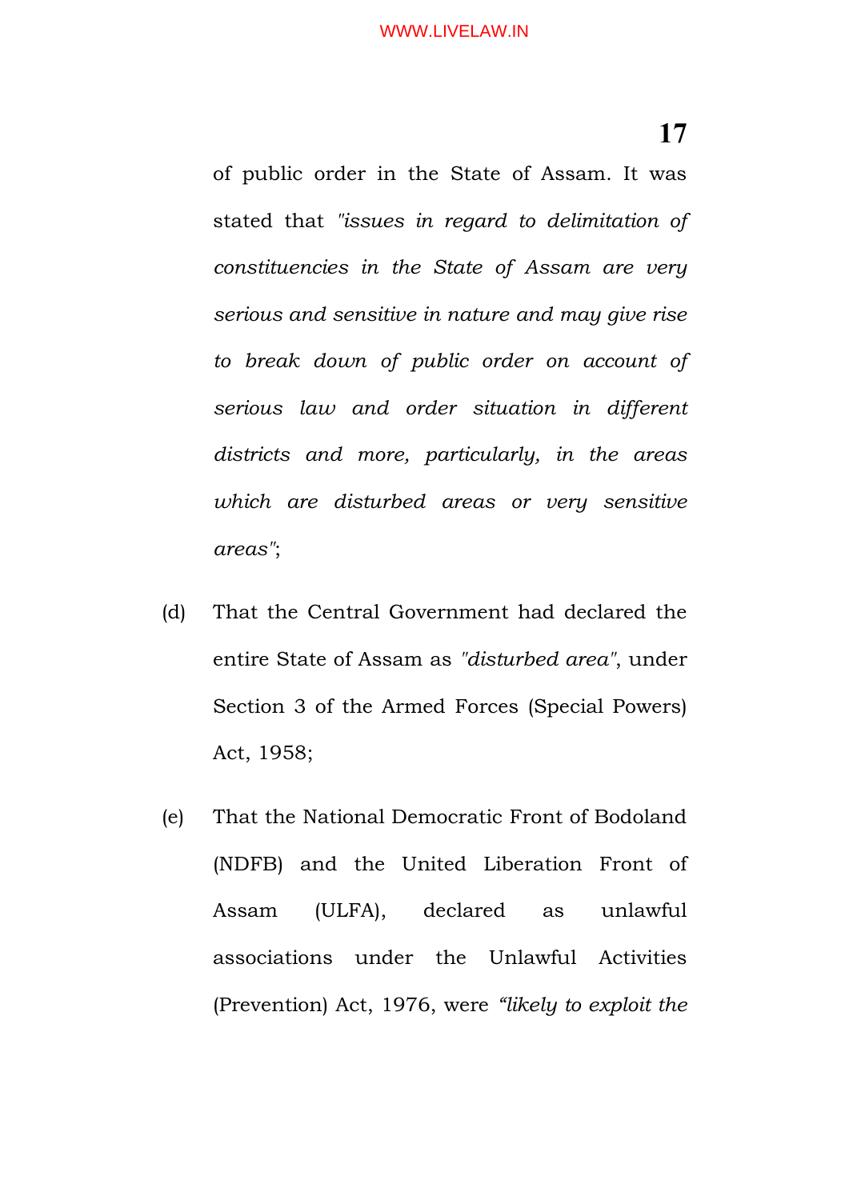of public order in the State of Assam. It was stated that *"issues in regard to delimitation of constituencies in the State of Assam are very serious and sensitive in nature and may give rise to break down of public order on account of serious law and order situation in different districts and more, particularly, in the areas which are disturbed areas or very sensitive areas"*;

(d) That the Central Government had declared the entire State of Assam as *"disturbed area"*, under Section 3 of the Armed Forces (Special Powers) Act, 1958;

(e) That the National Democratic Front of Bodoland (NDFB) and the United Liberation Front of Assam (ULFA), declared as unlawful associations under the Unlawful Activities (Prevention) Act, 1976, were *"likely to exploit the*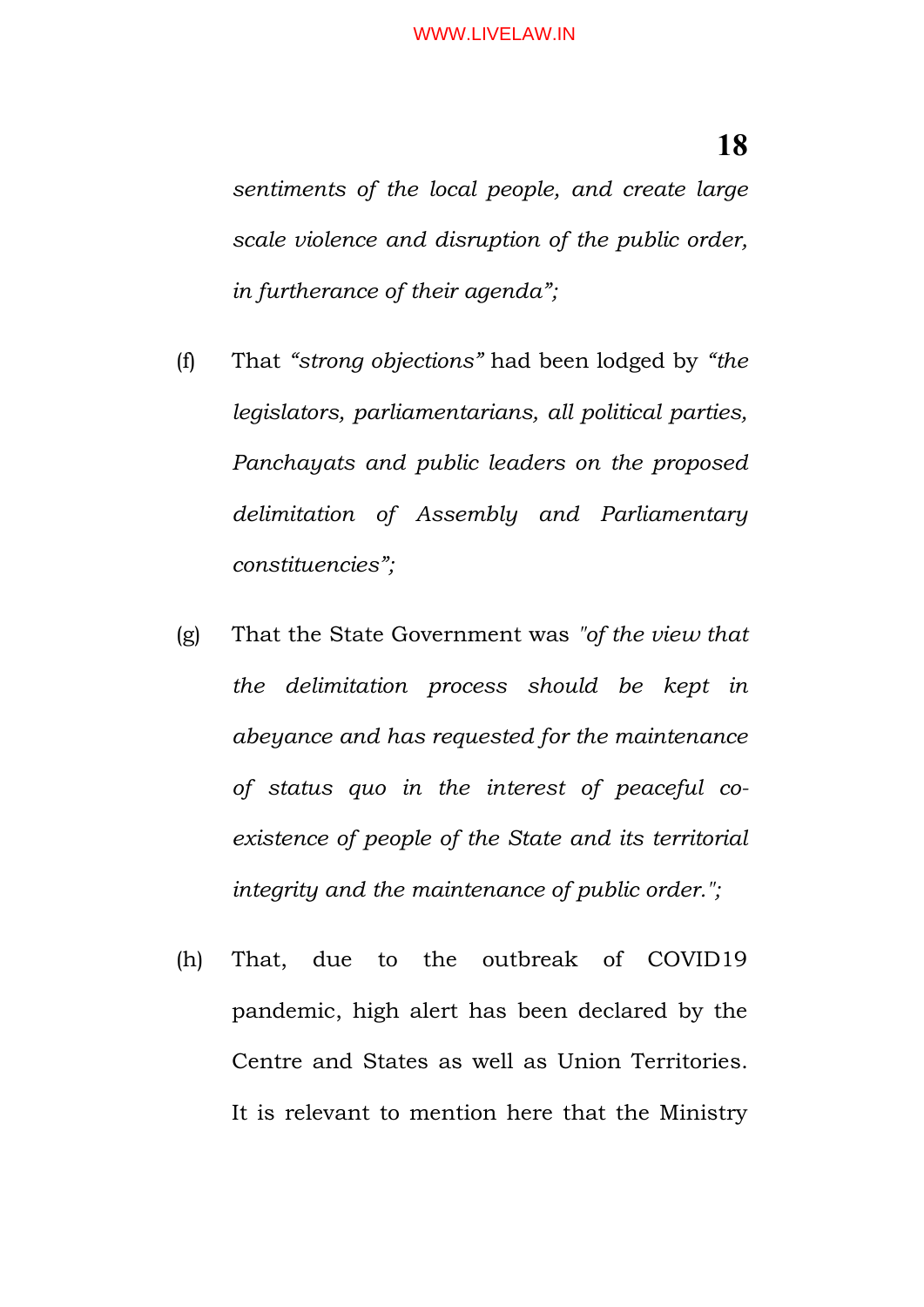*sentiments of the local people, and create large scale violence and disruption of the public order, in furtherance of their agenda";*

(f) That *"strong objections"* had been lodged by *"the legislators, parliamentarians, all political parties, Panchayats and public leaders on the proposed delimitation of Assembly and Parliamentary constituencies";*

(g) That the State Government was *"of the view that the delimitation process should be kept in abeyance and has requested for the maintenance of status quo in the interest of peaceful co-existence of people of the State and its territorial integrity and the maintenance of public order.";*

(h) That, due to the outbreak of COVID19 pandemic, high alert has been declared by the Centre and States as well as Union Territories. It is relevant to mention here that the Ministry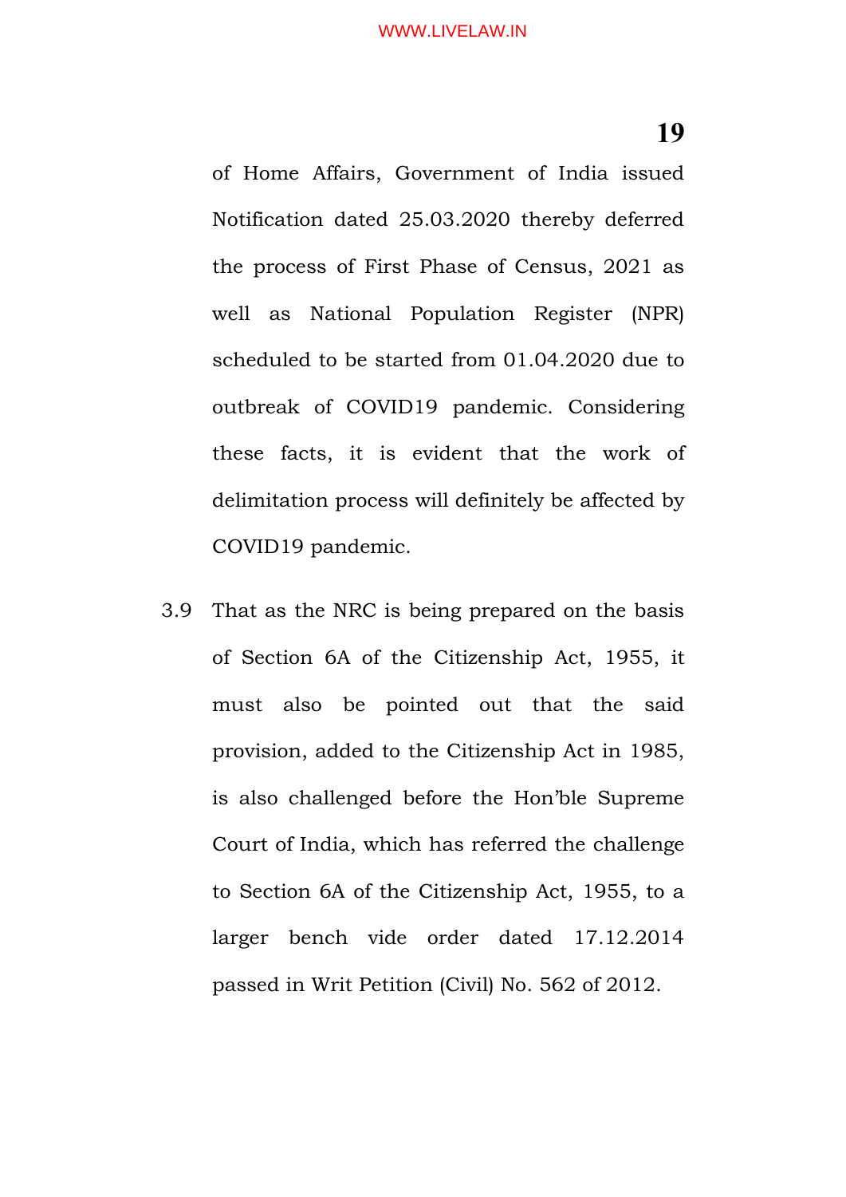of Home Affairs, Government of India issued Notification dated 25.03.2020 thereby deferred the process of First Phase of Census, 2021 as well as National Population Register (NPR) scheduled to be started from 01.04.2020 due to outbreak of COVID19 pandemic. Considering these facts, it is evident that the work of delimitation process will definitely be affected by COVID19 pandemic.

3.9 That as the NRC is being prepared on the basis of Section 6A of the Citizenship Act, 1955, it must also be pointed out that the said provision, added to the Citizenship Act in 1985, is also challenged before the Hon'ble Supreme Court of India, which has referred the challenge to Section 6A of the Citizenship Act, 1955, to a larger bench vide order dated 17.12.2014 passed in Writ Petition (Civil) No. 562 of 2012.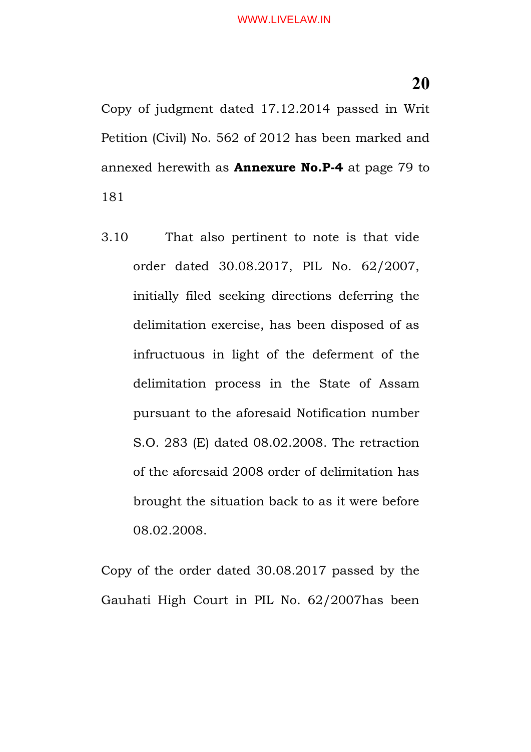Copy of judgment dated 17.12.2014 passed in Writ Petition (Civil) No. 562 of 2012 has been marked and annexed herewith as **Annexure No.P-4** at page 79 to 181

3.10 That also pertinent to note is that vide order dated 30.08.2017, PIL No. 62/2007, initially filed seeking directions deferring the delimitation exercise, has been disposed of as infructuous in light of the deferment of the delimitation process in the State of Assam pursuant to the aforesaid Notification number S.O. 283 (E) dated 08.02.2008. The retraction of the aforesaid 2008 order of delimitation has brought the situation back to as it were before 08.02.2008.

Copy of the order dated 30.08.2017 passed by the Gauhati High Court in PIL No. 62/2007has been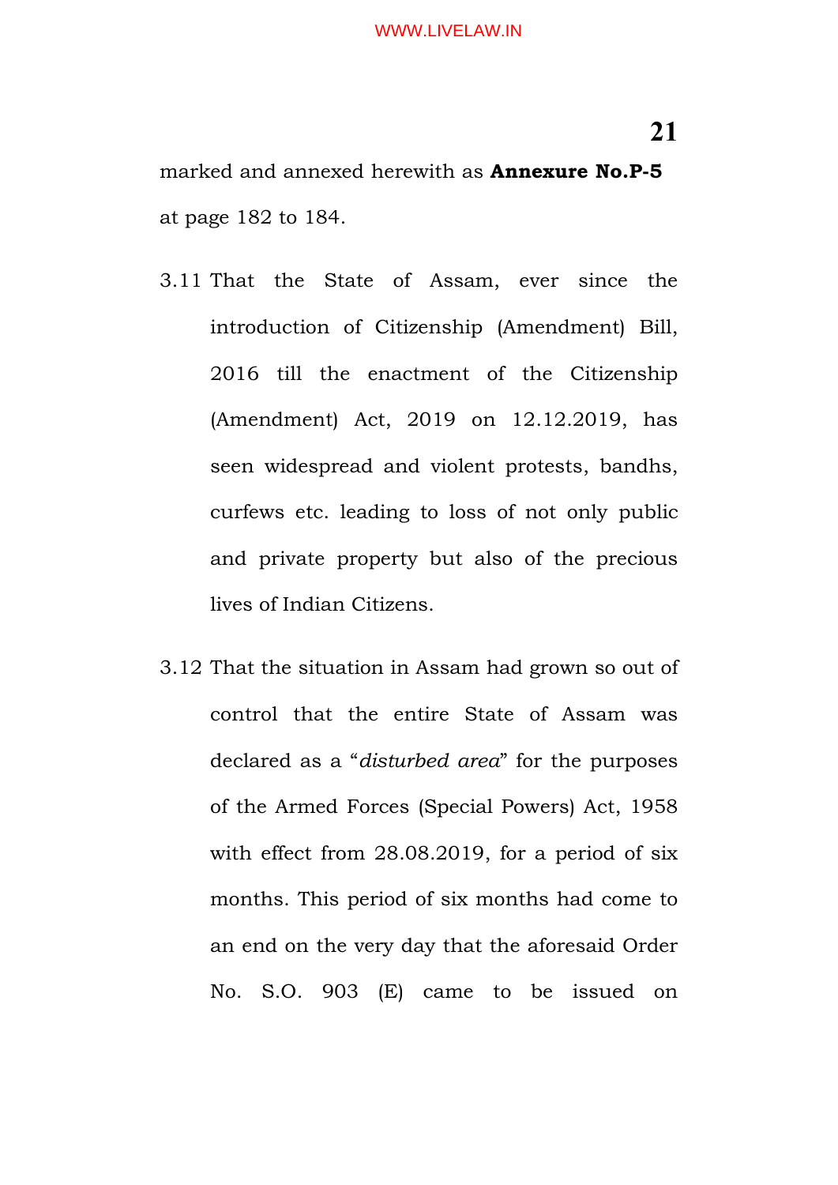marked and annexed herewith as **Annexure No.P-5** at page 182 to 184.

3.11 That the State of Assam, ever since the introduction of Citizenship (Amendment) Bill, 2016 till the enactment of the Citizenship (Amendment) Act, 2019 on 12.12.2019, has seen widespread and violent protests, bandhs, curfews etc. leading to loss of not only public and private property but also of the precious lives of Indian Citizens.

3.12 That the situation in Assam had grown so out of control that the entire State of Assam was declared as a "*disturbed area*" for the purposes of the Armed Forces (Special Powers) Act, 1958 with effect from 28.08.2019, for a period of six months. This period of six months had come to an end on the very day that the aforesaid Order No. S.O. 903 (E) came to be issued on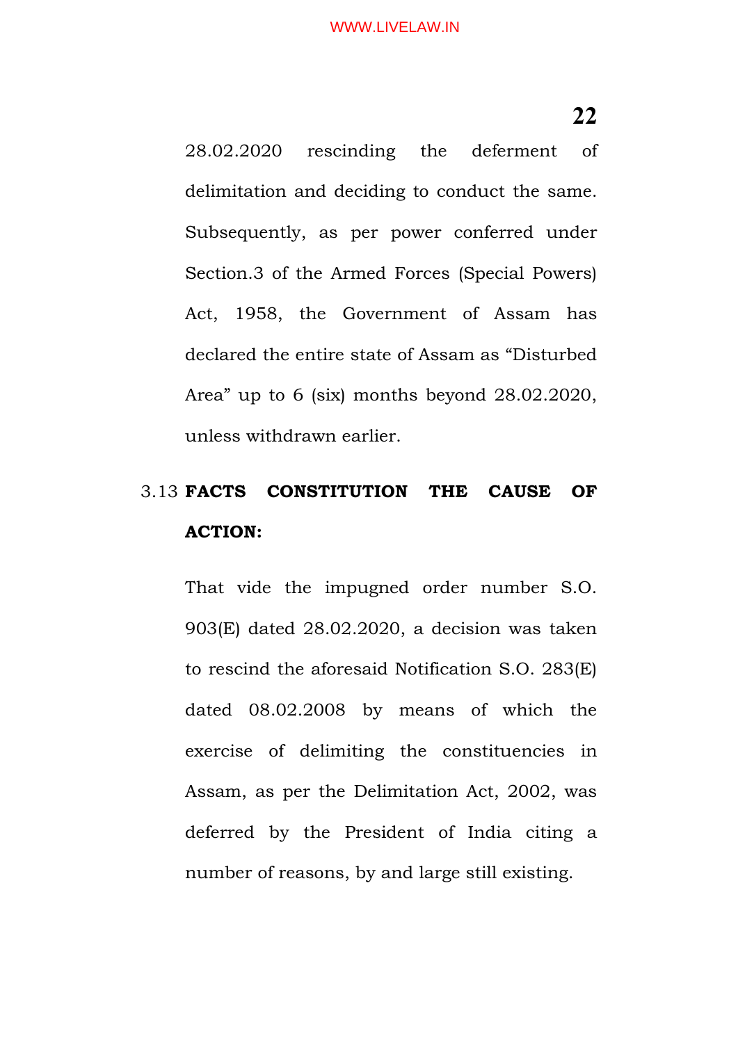28.02.2020 rescinding the deferment of delimitation and deciding to conduct the same. Subsequently, as per power conferred under Section.3 of the Armed Forces (Special Powers) Act, 1958, the Government of Assam has declared the entire state of Assam as "Disturbed Area" up to 6 (six) months beyond 28.02.2020, unless withdrawn earlier.

3.13 **FACTS CONSTITUTION THE CAUSE OF ACTION:**

That vide the impugned order number S.O. 903(E) dated 28.02.2020, a decision was taken to rescind the aforesaid Notification S.O. 283(E) dated 08.02.2008 by means of which the exercise of delimiting the constituencies in Assam, as per the Delimitation Act, 2002, was deferred by the President of India citing a number of reasons, by and large still existing.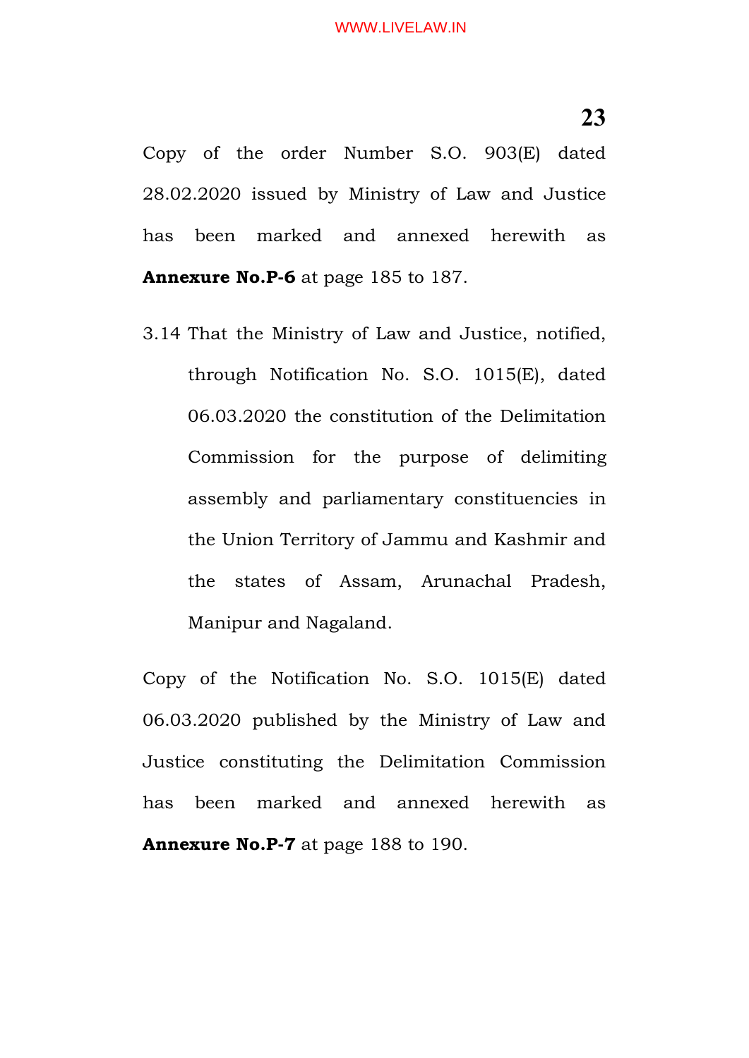Copy of the order Number S.O. 903(E) dated 28.02.2020 issued by Ministry of Law and Justice has been marked and annexed herewith as **Annexure No.P-6** at page 185 to 187.

3.14 That the Ministry of Law and Justice, notified, through Notification No. S.O. 1015(E), dated 06.03.2020 the constitution of the Delimitation Commission for the purpose of delimiting assembly and parliamentary constituencies in the Union Territory of Jammu and Kashmir and the states of Assam, Arunachal Pradesh, Manipur and Nagaland.

Copy of the Notification No. S.O. 1015(E) dated 06.03.2020 published by the Ministry of Law and Justice constituting the Delimitation Commission has been marked and annexed herewith as **Annexure No.P-7** at page 188 to 190.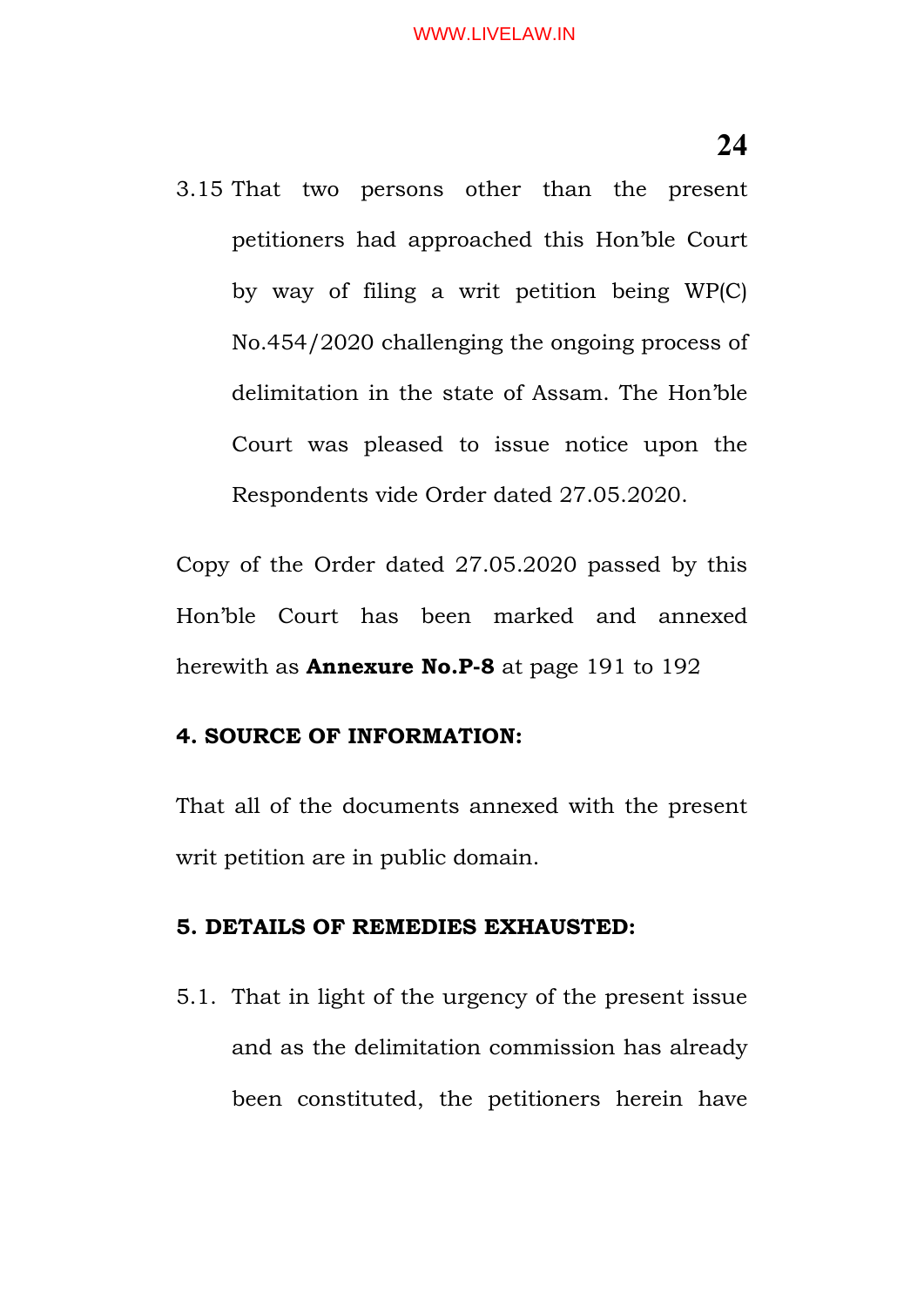3.15 That two persons other than the present petitioners had approached this Hon'ble Court by way of filing a writ petition being WP(C) No.454/2020 challenging the ongoing process of delimitation in the state of Assam. The Hon'ble Court was pleased to issue notice upon the Respondents vide Order dated 27.05.2020.

Copy of the Order dated 27.05.2020 passed by this Hon'ble Court has been marked and annexed herewith as **Annexure No.P-8** at page 191 to 192

**4. SOURCE OF INFORMATION:**

That all of the documents annexed with the present writ petition are in public domain.

**5. DETAILS OF REMEDIES EXHAUSTED:**

5.1. That in light of the urgency of the present issue and as the delimitation commission has already been constituted, the petitioners herein have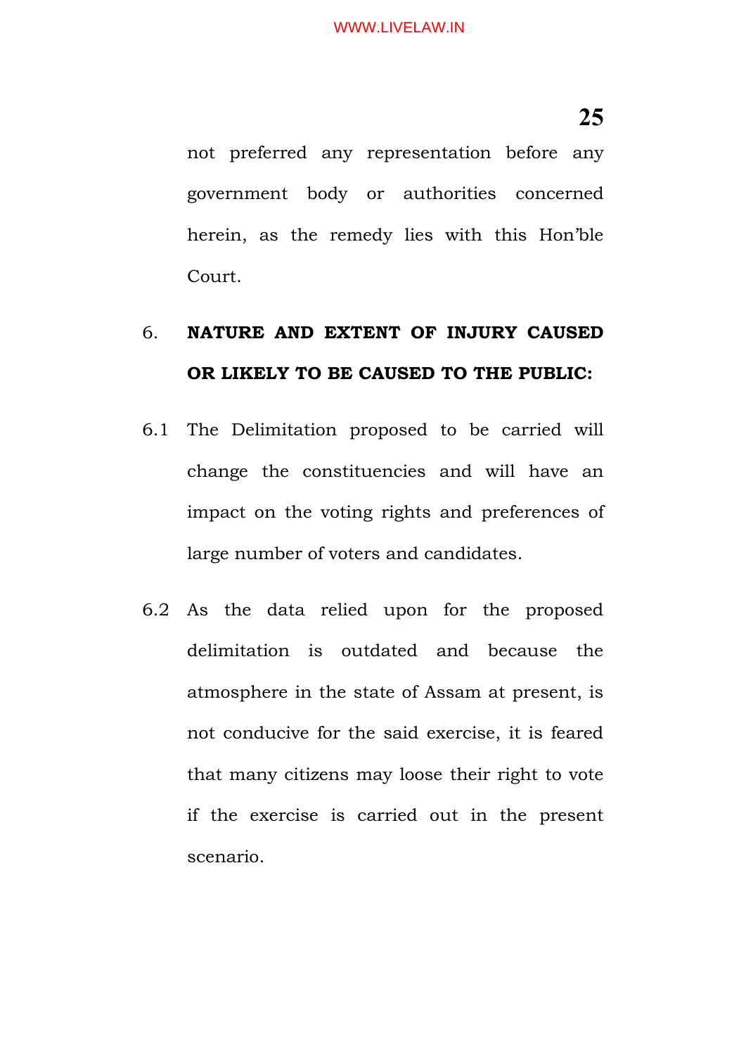not preferred any representation before any government body or authorities concerned herein, as the remedy lies with this Hon'ble Court.

6. **NATURE AND EXTENT OF INJURY CAUSED OR LIKELY TO BE CAUSED TO THE PUBLIC:**

6.1 The Delimitation proposed to be carried will change the constituencies and will have an impact on the voting rights and preferences of large number of voters and candidates.

6.2 As the data relied upon for the proposed delimitation is outdated and because the atmosphere in the state of Assam at present, is not conducive for the said exercise, it is feared that many citizens may loose their right to vote if the exercise is carried out in the present scenario.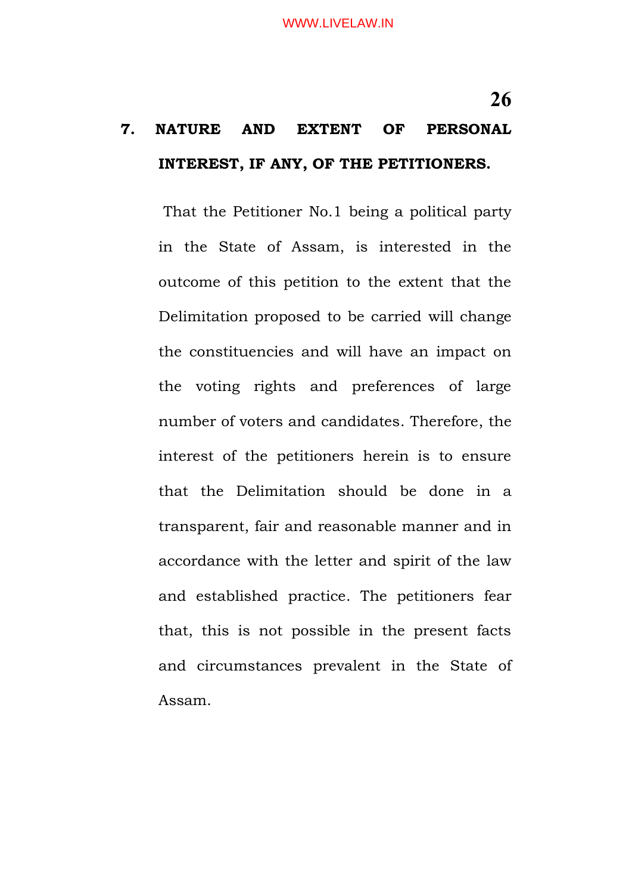## 7. NATURE AND EXTENT OF PERSONAL INTEREST, IF ANY, OF THE PETITIONERS.

That the Petitioner No.1 being a political party in the State of Assam, is interested in the outcome of this petition to the extent that the Delimitation proposed to be carried will change the constituencies and will have an impact on the voting rights and preferences of large number of voters and candidates. Therefore, the interest of the petitioners herein is to ensure that the Delimitation should be done in a transparent, fair and reasonable manner and in accordance with the letter and spirit of the law and established practice. The petitioners fear that, this is not possible in the present facts and circumstances prevalent in the State of Assam.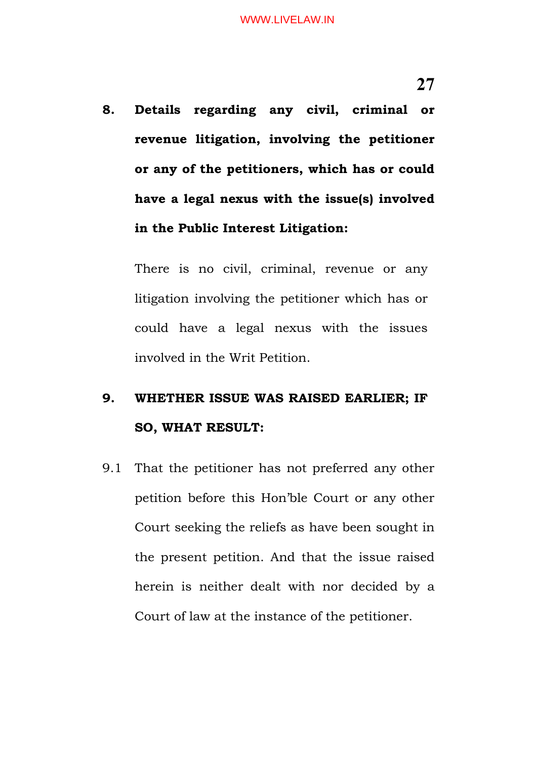**8. Details regarding any civil, criminal or revenue litigation, involving the petitioner or any of the petitioners, which has or could have a legal nexus with the issue(s) involved in the Public Interest Litigation:**

There is no civil, criminal, revenue or any litigation involving the petitioner which has or could have a legal nexus with the issues involved in the Writ Petition.

**9. WHETHER ISSUE WAS RAISED EARLIER; IF SO, WHAT RESULT:**

9.1 That the petitioner has not preferred any other petition before this Hon'ble Court or any other Court seeking the reliefs as have been sought in the present petition. And that the issue raised herein is neither dealt with nor decided by a Court of law at the instance of the petitioner.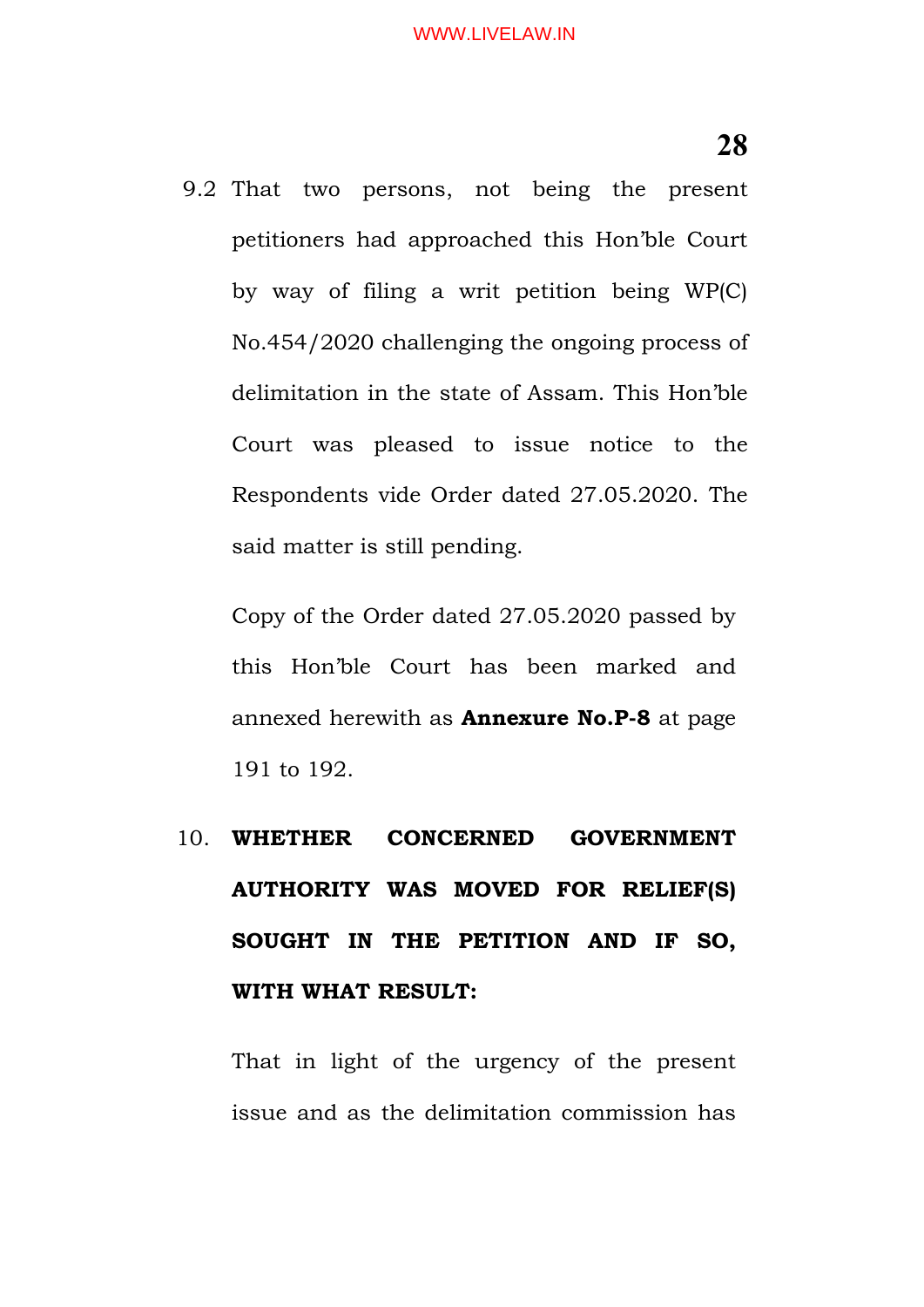9.2 That two persons, not being the present petitioners had approached this Hon'ble Court by way of filing a writ petition being WP(C) No.454/2020 challenging the ongoing process of delimitation in the state of Assam. This Hon'ble Court was pleased to issue notice to the Respondents vide Order dated 27.05.2020. The said matter is still pending.

Copy of the Order dated 27.05.2020 passed by this Hon'ble Court has been marked and annexed herewith as **Annexure No.P-8** at page 191 to 192.

10. **WHETHER CONCERNED GOVERNMENT AUTHORITY WAS MOVED FOR RELIEF(S) SOUGHT IN THE PETITION AND IF SO, WITH WHAT RESULT:**

That in light of the urgency of the present issue and as the delimitation commission has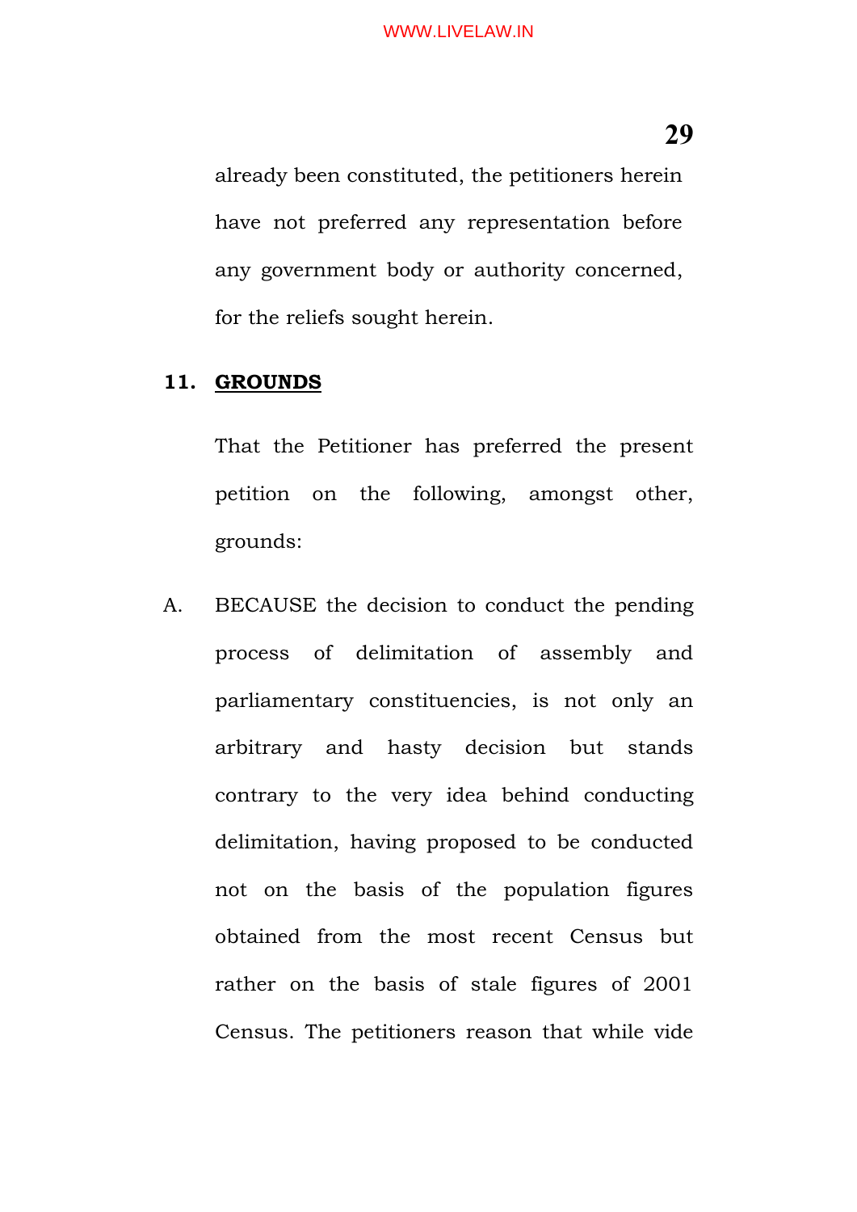already been constituted, the petitioners herein have not preferred any representation before any government body or authority concerned, for the reliefs sought herein.

**11. GROUNDS**

That the Petitioner has preferred the present petition on the following, amongst other, grounds:

A. BECAUSE the decision to conduct the pending process of delimitation of assembly and parliamentary constituencies, is not only an arbitrary and hasty decision but stands contrary to the very idea behind conducting delimitation, having proposed to be conducted not on the basis of the population figures obtained from the most recent Census but rather on the basis of stale figures of 2001 Census. The petitioners reason that while vide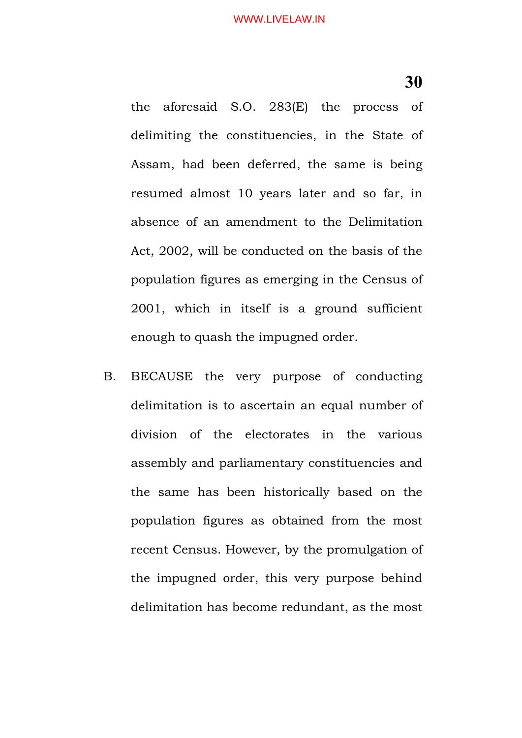the aforesaid S.O. 283(E) the process of delimiting the constituencies, in the State of Assam, had been deferred, the same is being resumed almost 10 years later and so far, in absence of an amendment to the Delimitation Act, 2002, will be conducted on the basis of the population figures as emerging in the Census of 2001, which in itself is a ground sufficient enough to quash the impugned order.

B. BECAUSE the very purpose of conducting delimitation is to ascertain an equal number of division of the electorates in the various assembly and parliamentary constituencies and the same has been historically based on the population figures as obtained from the most recent Census. However, by the promulgation of the impugned order, this very purpose behind delimitation has become redundant, as the most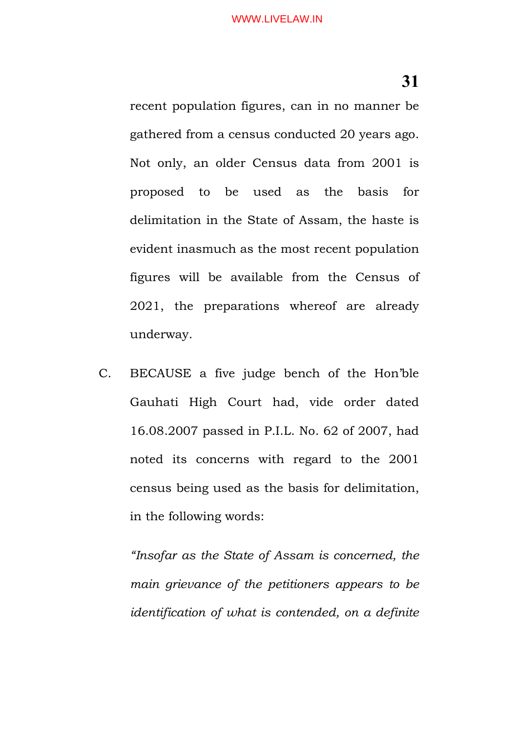recent population figures, can in no manner be gathered from a census conducted 20 years ago. Not only, an older Census data from 2001 is proposed to be used as the basis for delimitation in the State of Assam, the haste is evident inasmuch as the most recent population figures will be available from the Census of 2021, the preparations whereof are already underway.

C. BECAUSE a five judge bench of the Hon'ble Gauhati High Court had, vide order dated 16.08.2007 passed in P.I.L. No. 62 of 2007, had noted its concerns with regard to the 2001 census being used as the basis for delimitation, in the following words:

*"Insofar as the State of Assam is concerned, the main grievance of the petitioners appears to be identification of what is contended, on a definite*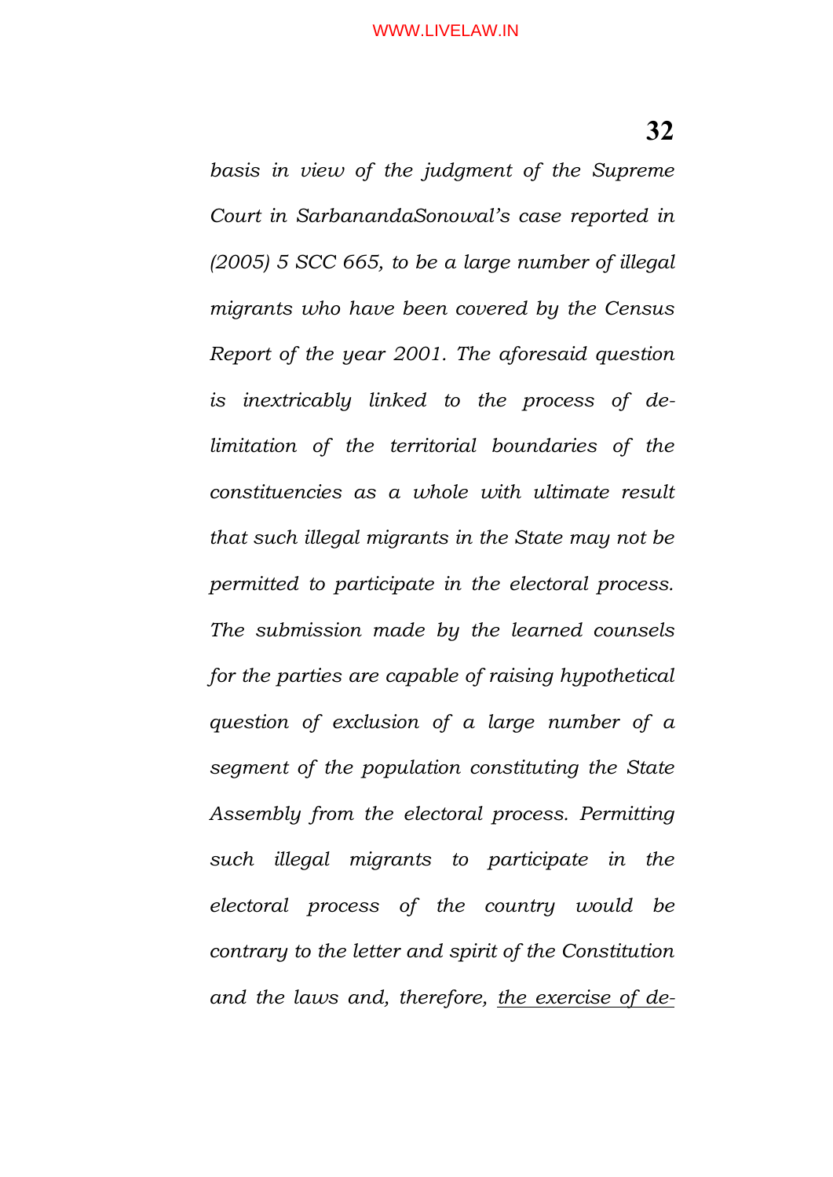*basis in view of the judgment of the Supreme Court in SarbanandaSonowal's case reported in (2005) 5 SCC 665, to be a large number of illegal migrants who have been covered by the Census Report of the year 2001. The aforesaid question is inextricably linked to the process of de-limitation of the territorial boundaries of the constituencies as a whole with ultimate result that such illegal migrants in the State may not be permitted to participate in the electoral process. The submission made by the learned counsels for the parties are capable of raising hypothetical question of exclusion of a large number of a segment of the population constituting the State Assembly from the electoral process. Permitting such illegal migrants to participate in the electoral process of the country would be contrary to the letter and spirit of the Constitution and the laws and, therefore, <u>the exercise of de-</u>*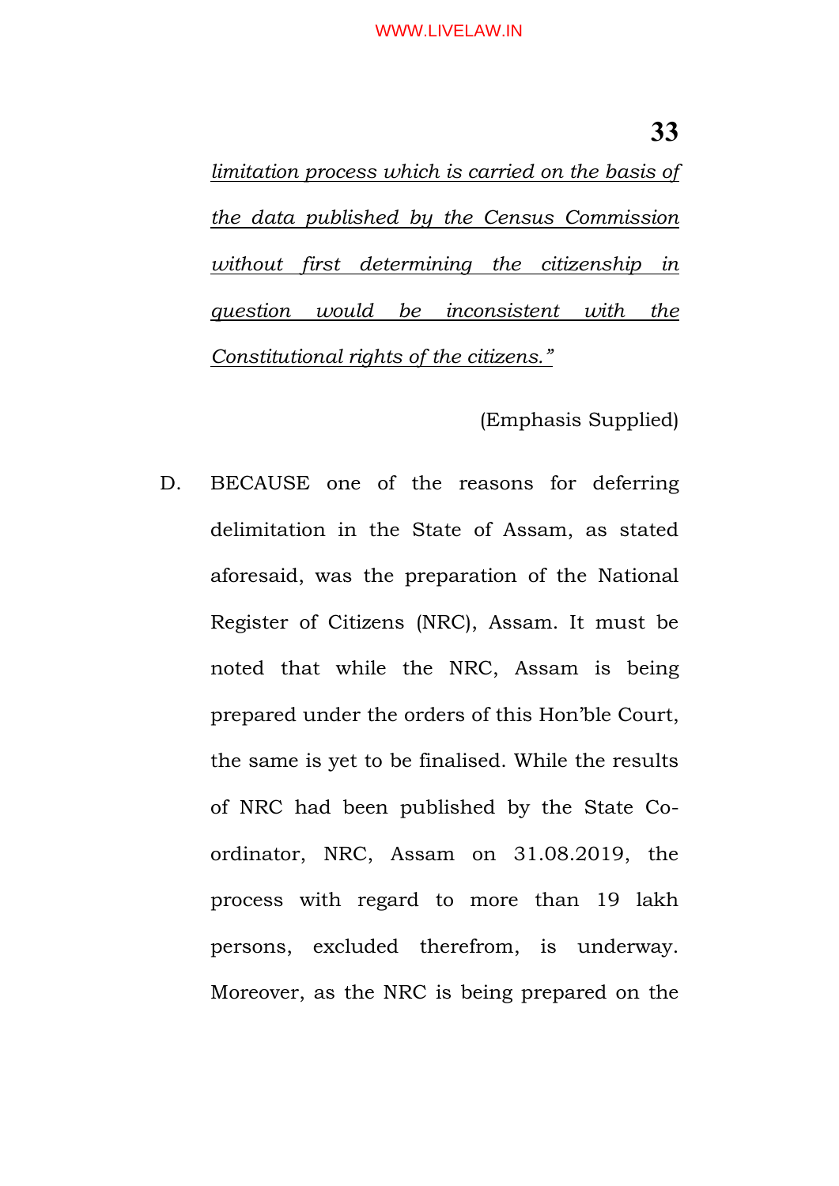*limitation process which is carried on the basis of the data published by the Census Commission without first determining the citizenship in question would be inconsistent with the Constitutional rights of the citizens."*

(Emphasis Supplied)

D. BECAUSE one of the reasons for deferring delimitation in the State of Assam, as stated aforesaid, was the preparation of the National Register of Citizens (NRC), Assam. It must be noted that while the NRC, Assam is being prepared under the orders of this Hon'ble Court, the same is yet to be finalised. While the results of NRC had been published by the State Co-ordinator, NRC, Assam on 31.08.2019, the process with regard to more than 19 lakh persons, excluded therefrom, is underway. Moreover, as the NRC is being prepared on the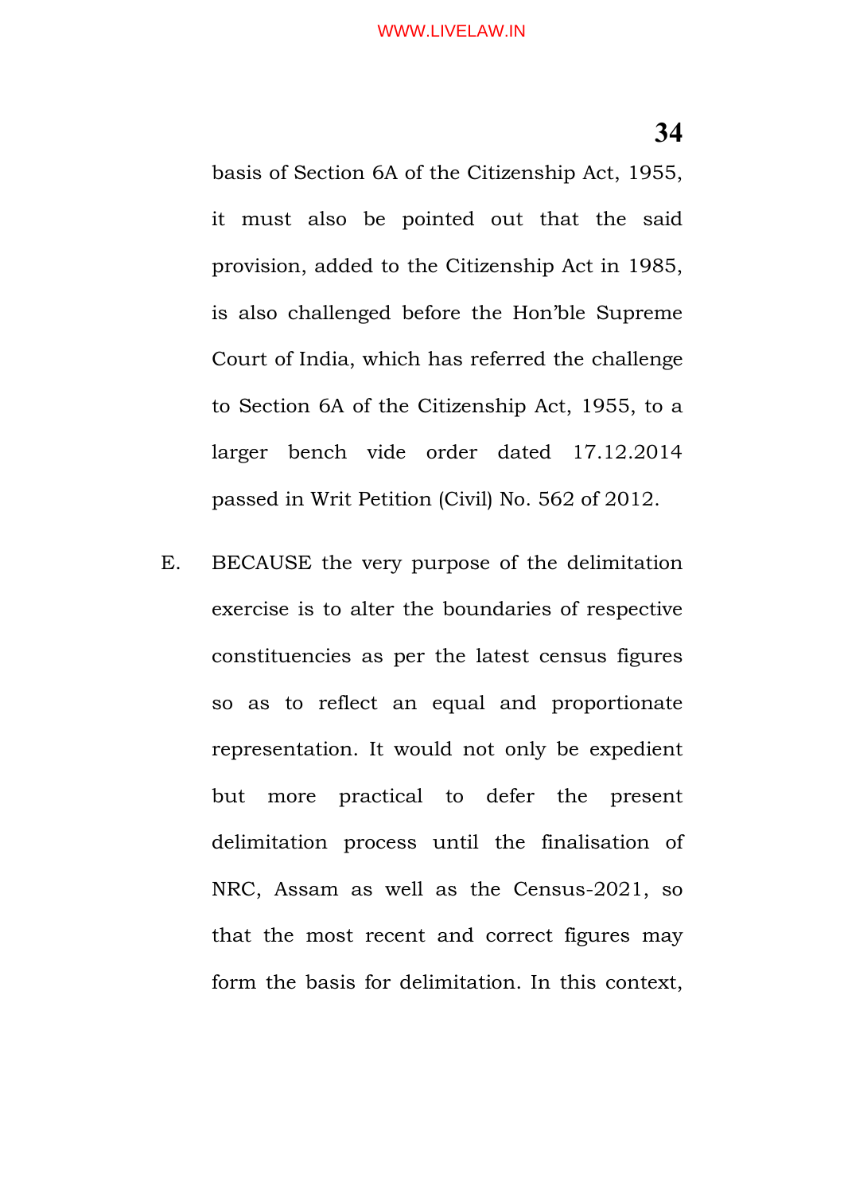basis of Section 6A of the Citizenship Act, 1955, it must also be pointed out that the said provision, added to the Citizenship Act in 1985, is also challenged before the Hon'ble Supreme Court of India, which has referred the challenge to Section 6A of the Citizenship Act, 1955, to a larger bench vide order dated 17.12.2014 passed in Writ Petition (Civil) No. 562 of 2012.

E. BECAUSE the very purpose of the delimitation exercise is to alter the boundaries of respective constituencies as per the latest census figures so as to reflect an equal and proportionate representation. It would not only be expedient but more practical to defer the present delimitation process until the finalisation of NRC, Assam as well as the Census-2021, so that the most recent and correct figures may form the basis for delimitation. In this context,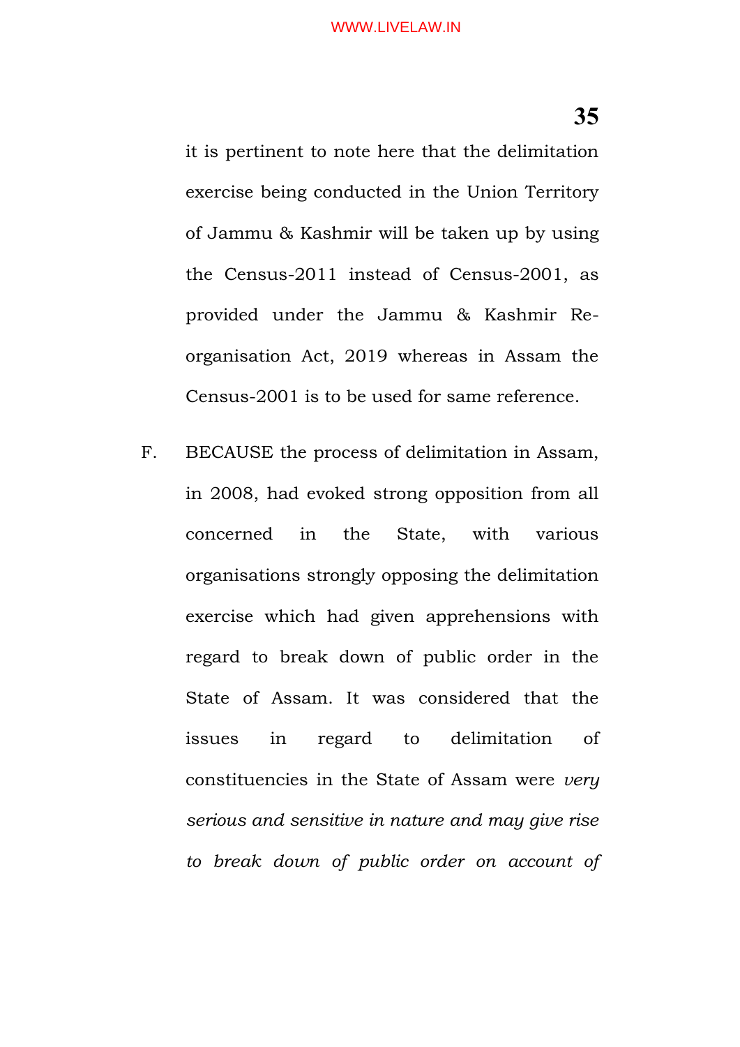it is pertinent to note here that the delimitation exercise being conducted in the Union Territory of Jammu & Kashmir will be taken up by using the Census-2011 instead of Census-2001, as provided under the Jammu & Kashmir Re-organisation Act, 2019 whereas in Assam the Census-2001 is to be used for same reference.

F. BECAUSE the process of delimitation in Assam, in 2008, had evoked strong opposition from all concerned in the State, with various organisations strongly opposing the delimitation exercise which had given apprehensions with regard to break down of public order in the State of Assam. It was considered that the issues in regard to delimitation of constituencies in the State of Assam were *very serious and sensitive in nature and may give rise to break down of public order on account of*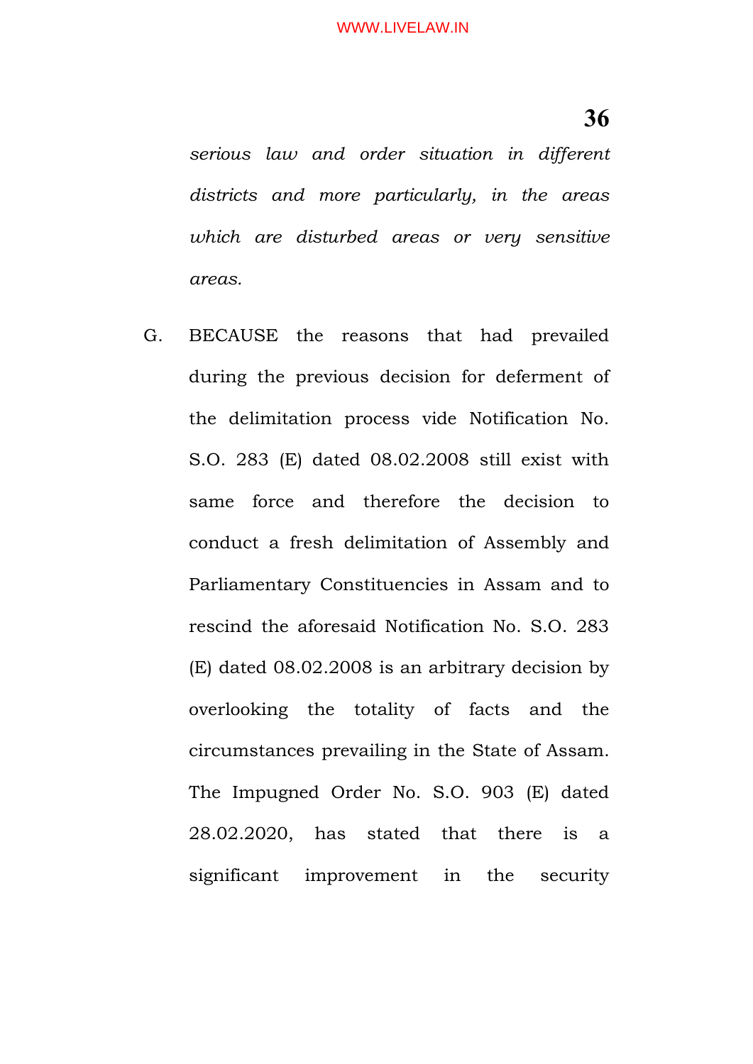*serious law and order situation in different districts and more particularly, in the areas which are disturbed areas or very sensitive areas.*

G. BECAUSE the reasons that had prevailed during the previous decision for deferment of the delimitation process vide Notification No. S.O. 283 (E) dated 08.02.2008 still exist with same force and therefore the decision to conduct a fresh delimitation of Assembly and Parliamentary Constituencies in Assam and to rescind the aforesaid Notification No. S.O. 283 (E) dated 08.02.2008 is an arbitrary decision by overlooking the totality of facts and the circumstances prevailing in the State of Assam. The Impugned Order No. S.O. 903 (E) dated 28.02.2020, has stated that there is a significant improvement in the security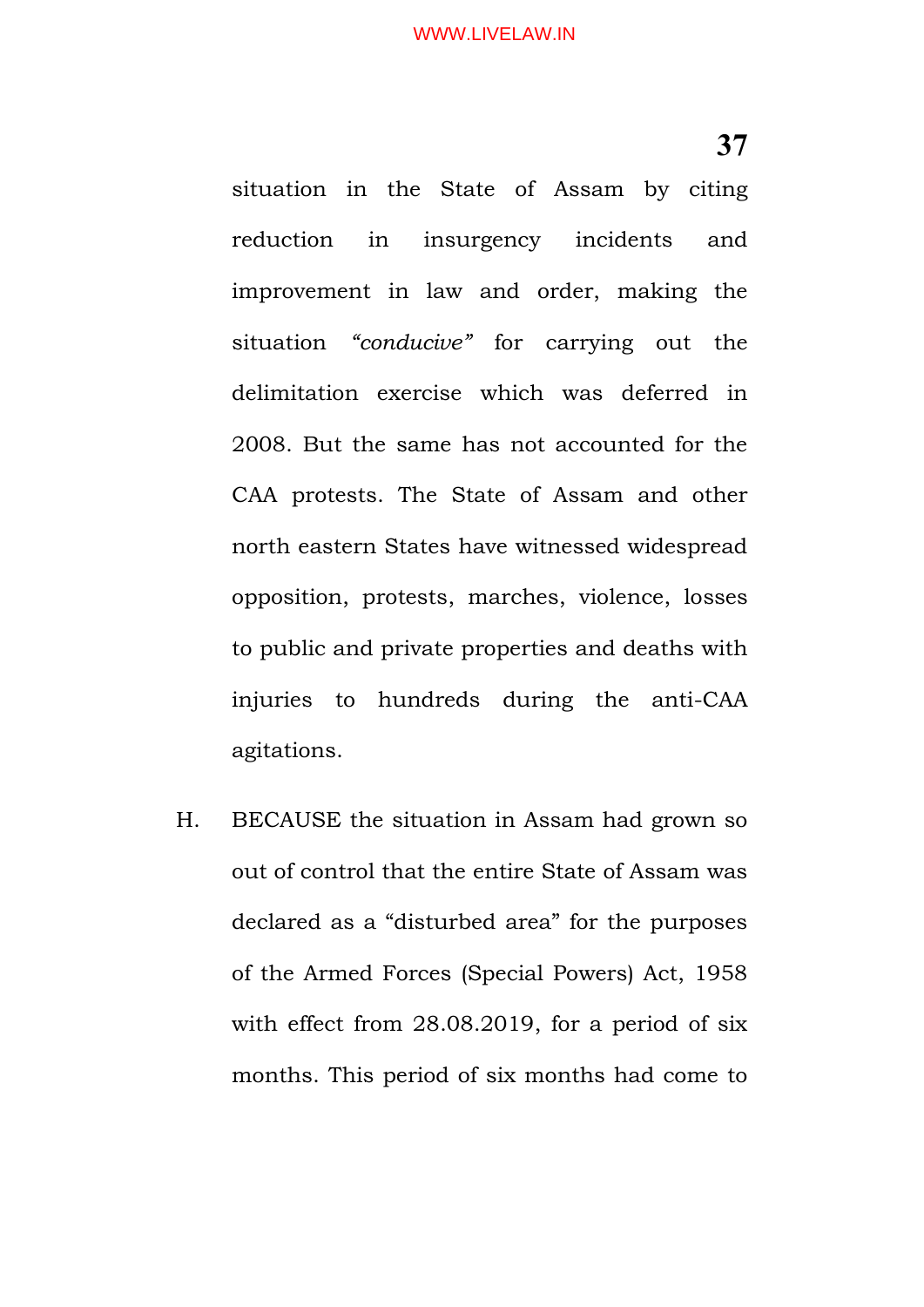situation in the State of Assam by citing reduction in insurgency incidents and improvement in law and order, making the situation *"conducive"* for carrying out the delimitation exercise which was deferred in 2008. But the same has not accounted for the CAA protests. The State of Assam and other north eastern States have witnessed widespread opposition, protests, marches, violence, losses to public and private properties and deaths with injuries to hundreds during the anti-CAA agitations.

H. BECAUSE the situation in Assam had grown so out of control that the entire State of Assam was declared as a "disturbed area" for the purposes of the Armed Forces (Special Powers) Act, 1958 with effect from 28.08.2019, for a period of six months. This period of six months had come to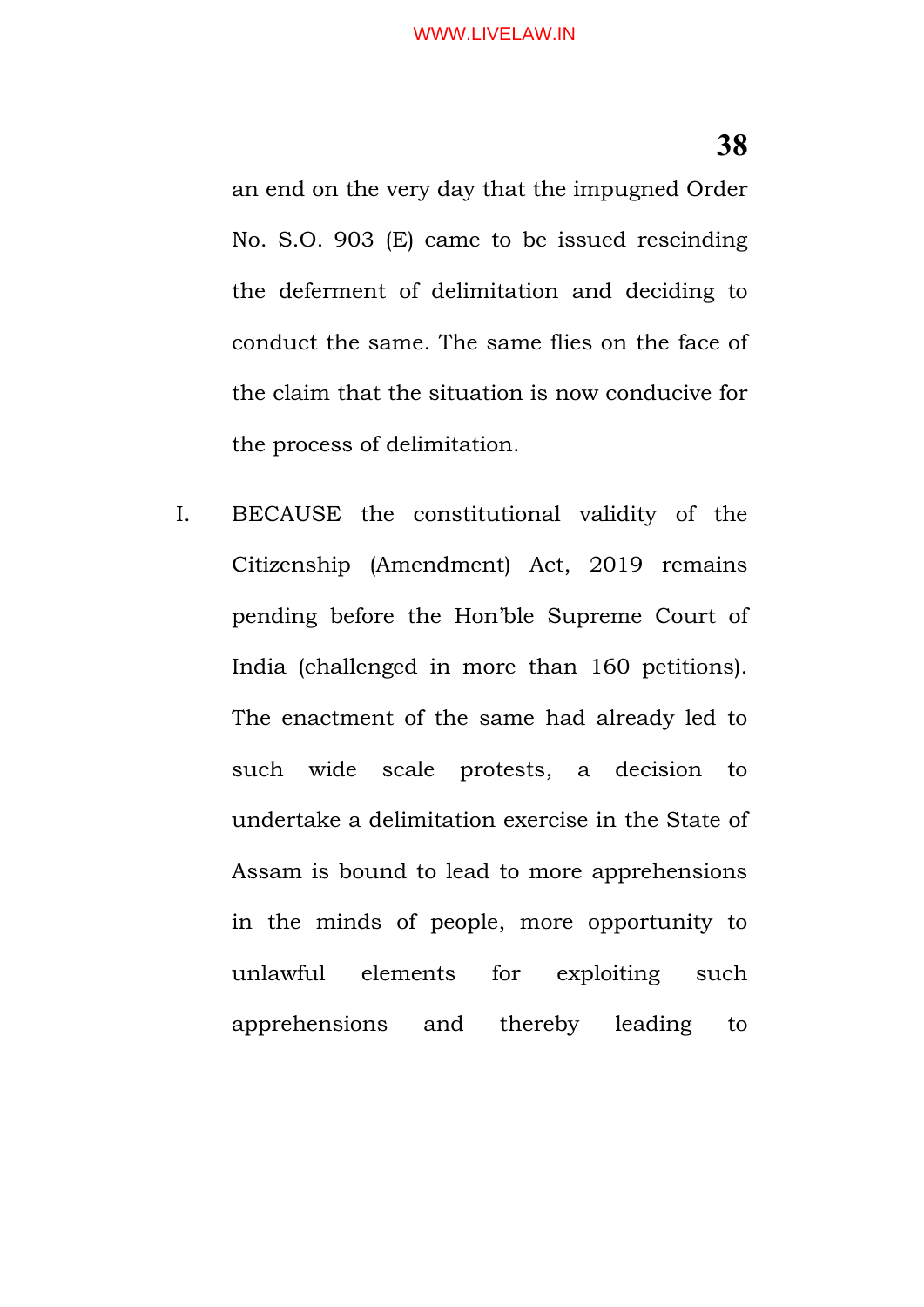an end on the very day that the impugned Order No. S.O. 903 (E) came to be issued rescinding the deferment of delimitation and deciding to conduct the same. The same flies on the face of the claim that the situation is now conducive for the process of delimitation.

I. BECAUSE the constitutional validity of the Citizenship (Amendment) Act, 2019 remains pending before the Hon'ble Supreme Court of India (challenged in more than 160 petitions). The enactment of the same had already led to such wide scale protests, a decision to undertake a delimitation exercise in the State of Assam is bound to lead to more apprehensions in the minds of people, more opportunity to unlawful elements for exploiting such apprehensions and thereby leading to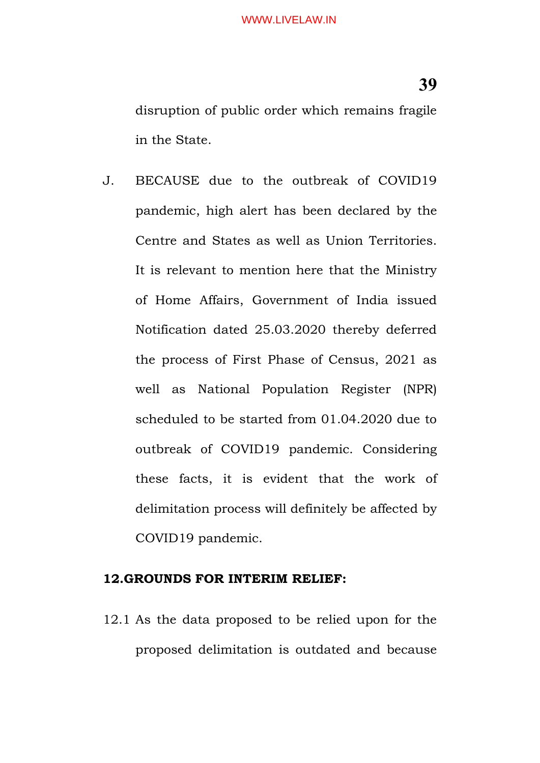disruption of public order which remains fragile in the State.

J. BECAUSE due to the outbreak of COVID19 pandemic, high alert has been declared by the Centre and States as well as Union Territories. It is relevant to mention here that the Ministry of Home Affairs, Government of India issued Notification dated 25.03.2020 thereby deferred the process of First Phase of Census, 2021 as well as National Population Register (NPR) scheduled to be started from 01.04.2020 due to outbreak of COVID19 pandemic. Considering these facts, it is evident that the work of delimitation process will definitely be affected by COVID19 pandemic.

**12.GROUNDS FOR INTERIM RELIEF:**

12.1 As the data proposed to be relied upon for the proposed delimitation is outdated and because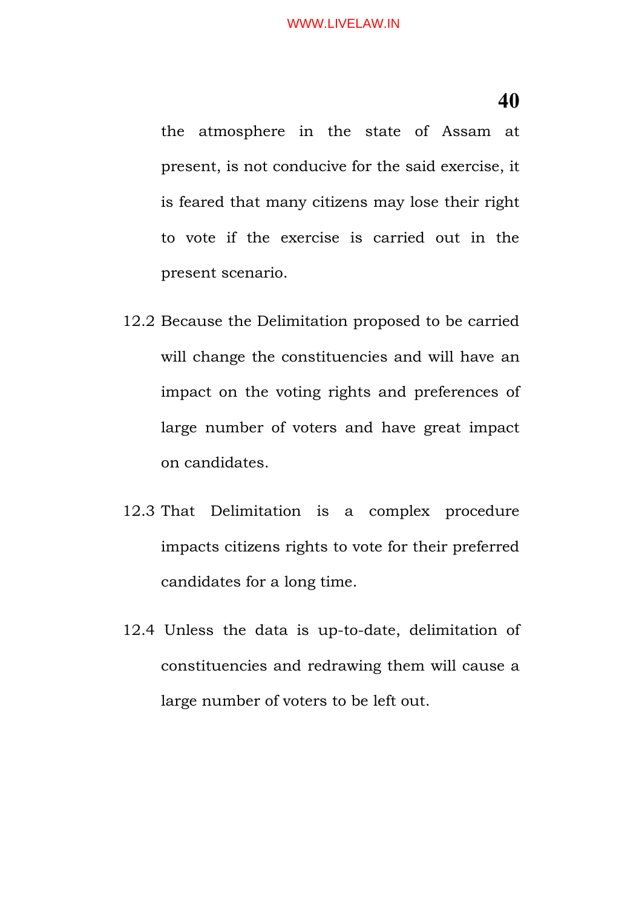the atmosphere in the state of Assam at present, is not conducive for the said exercise, it is feared that many citizens may lose their right to vote if the exercise is carried out in the present scenario.

12.2 Because the Delimitation proposed to be carried will change the constituencies and will have an impact on the voting rights and preferences of large number of voters and have great impact on candidates.

12.3 That Delimitation is a complex procedure impacts citizens rights to vote for their preferred candidates for a long time.

12.4 Unless the data is up-to-date, delimitation of constituencies and redrawing them will cause a large number of voters to be left out.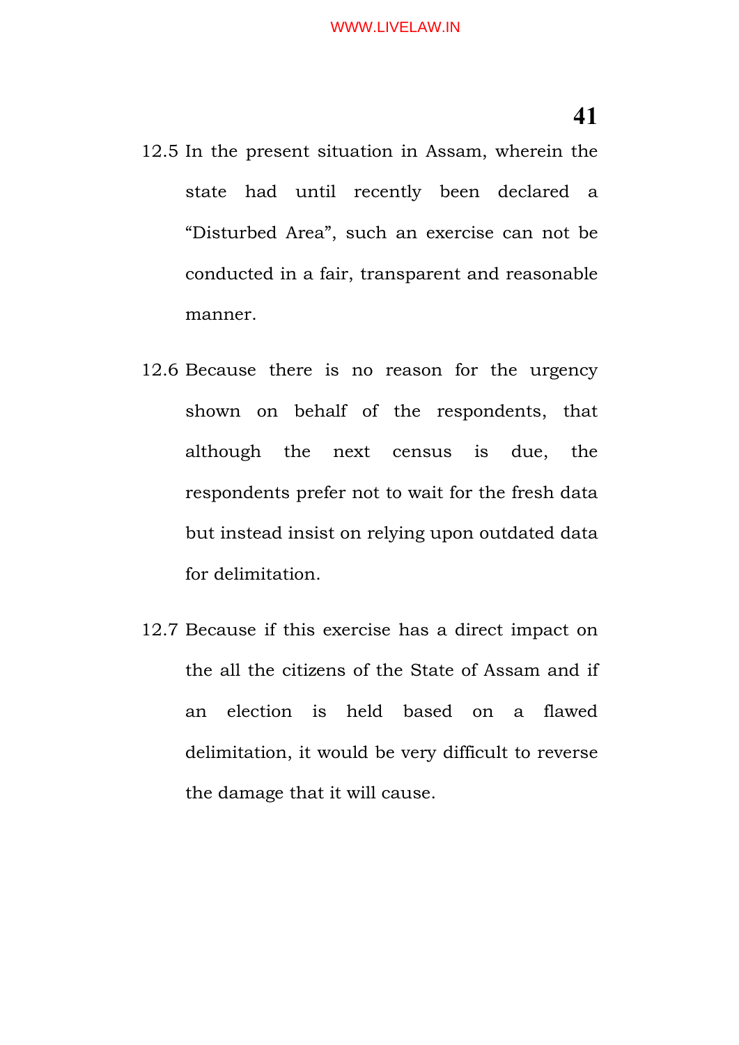12.5 In the present situation in Assam, wherein the state had until recently been declared a "Disturbed Area", such an exercise can not be conducted in a fair, transparent and reasonable manner.

12.6 Because there is no reason for the urgency shown on behalf of the respondents, that although the next census is due, the respondents prefer not to wait for the fresh data but instead insist on relying upon outdated data for delimitation.

12.7 Because if this exercise has a direct impact on the all the citizens of the State of Assam and if an election is held based on a flawed delimitation, it would be very difficult to reverse the damage that it will cause.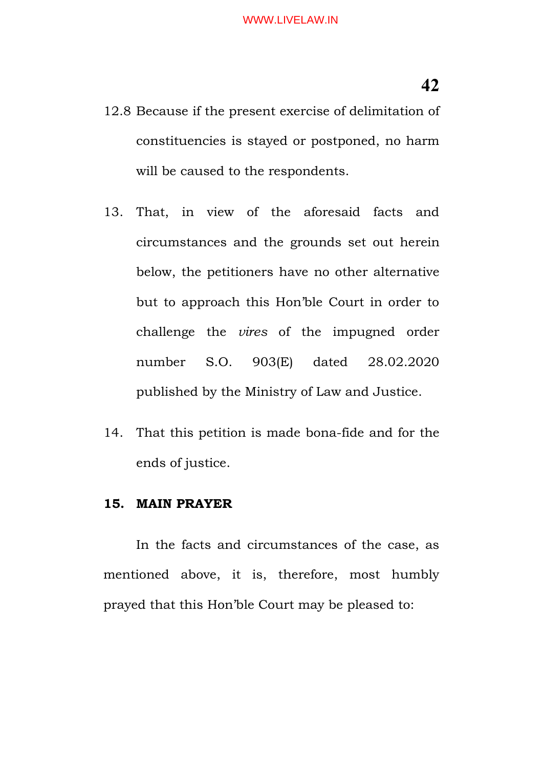12.8 Because if the present exercise of delimitation of constituencies is stayed or postponed, no harm will be caused to the respondents.

13. That, in view of the aforesaid facts and circumstances and the grounds set out herein below, the petitioners have no other alternative but to approach this Hon'ble Court in order to challenge the *vires* of the impugned order number S.O. 903(E) dated 28.02.2020 published by the Ministry of Law and Justice.

14. That this petition is made bona-fide and for the ends of justice.

**15. MAIN PRAYER**

In the facts and circumstances of the case, as mentioned above, it is, therefore, most humbly prayed that this Hon'ble Court may be pleased to: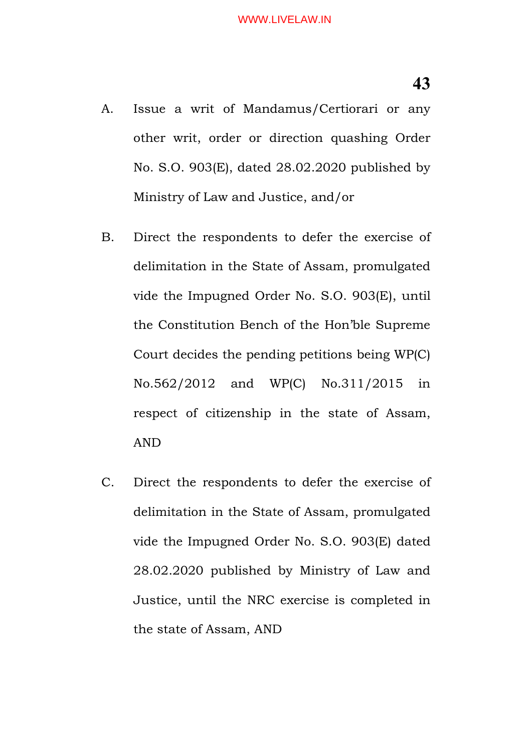A. Issue a writ of Mandamus/Certiorari or any other writ, order or direction quashing Order No. S.O. 903(E), dated 28.02.2020 published by Ministry of Law and Justice, and/or

B. Direct the respondents to defer the exercise of delimitation in the State of Assam, promulgated vide the Impugned Order No. S.O. 903(E), until the Constitution Bench of the Hon'ble Supreme Court decides the pending petitions being WP(C) No.562/2012 and WP(C) No.311/2015 in respect of citizenship in the state of Assam, AND

C. Direct the respondents to defer the exercise of delimitation in the State of Assam, promulgated vide the Impugned Order No. S.O. 903(E) dated 28.02.2020 published by Ministry of Law and Justice, until the NRC exercise is completed in the state of Assam, AND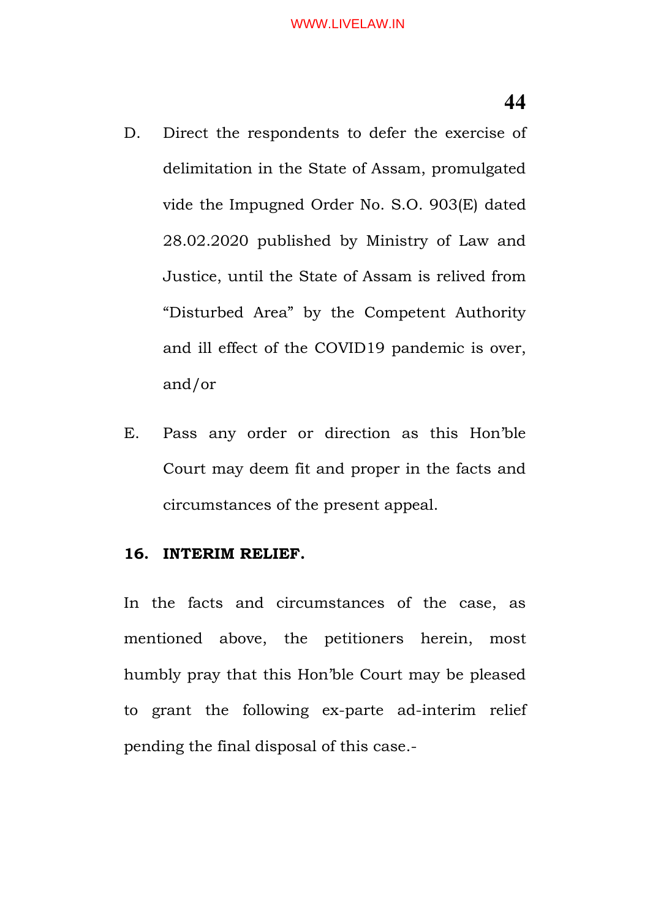D. Direct the respondents to defer the exercise of delimitation in the State of Assam, promulgated vide the Impugned Order No. S.O. 903(E) dated 28.02.2020 published by Ministry of Law and Justice, until the State of Assam is relived from "Disturbed Area" by the Competent Authority and ill effect of the COVID19 pandemic is over, and/or

E. Pass any order or direction as this Hon'ble Court may deem fit and proper in the facts and circumstances of the present appeal.

**16. INTERIM RELIEF.**

In the facts and circumstances of the case, as mentioned above, the petitioners herein, most humbly pray that this Hon'ble Court may be pleased to grant the following ex-parte ad-interim relief pending the final disposal of this case.-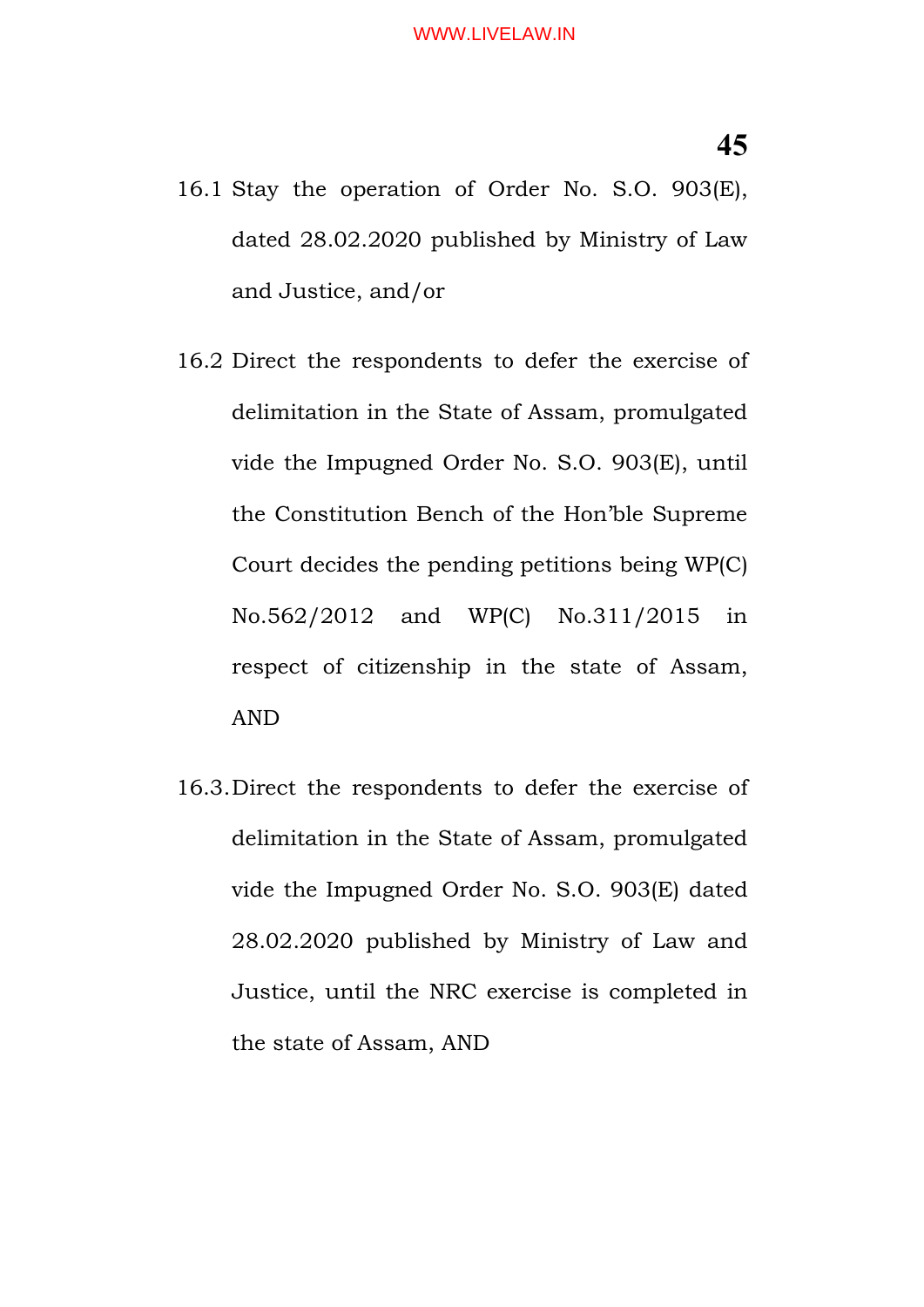16.1 Stay the operation of Order No. S.O. 903(E), dated 28.02.2020 published by Ministry of Law and Justice, and/or

16.2 Direct the respondents to defer the exercise of delimitation in the State of Assam, promulgated vide the Impugned Order No. S.O. 903(E), until the Constitution Bench of the Hon'ble Supreme Court decides the pending petitions being WP(C) No.562/2012 and WP(C) No.311/2015 in respect of citizenship in the state of Assam, AND

16.3. Direct the respondents to defer the exercise of delimitation in the State of Assam, promulgated vide the Impugned Order No. S.O. 903(E) dated 28.02.2020 published by Ministry of Law and Justice, until the NRC exercise is completed in the state of Assam, AND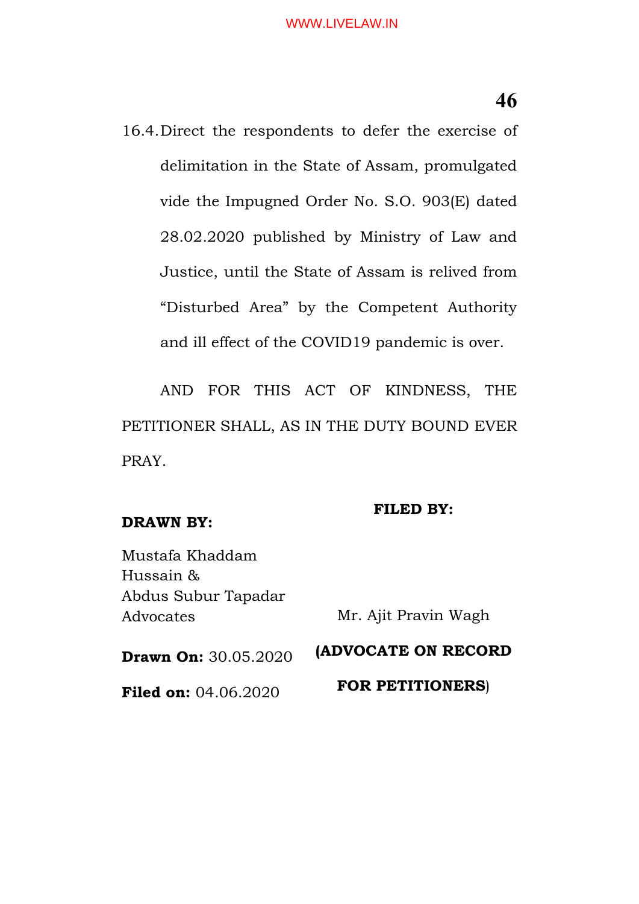16.4. Direct the respondents to defer the exercise of delimitation in the State of Assam, promulgated vide the Impugned Order No. S.O. 903(E) dated 28.02.2020 published by Ministry of Law and Justice, until the State of Assam is relived from "Disturbed Area" by the Competent Authority and ill effect of the COVID19 pandemic is over.

AND FOR THIS ACT OF KINDNESS, THE PETITIONER SHALL, AS IN THE DUTY BOUND EVER PRAY.

**DRAWN BY:**

Mustafa Khaddam
Hussain &
Abdus Subur Tapadar
Advocates

**Drawn On:** 30.05.2020

**Filed on:** 04.06.2020

**FILED BY:**

Mr. Ajit Pravin Wagh

**(ADVOCATE ON RECORD FOR PETITIONERS)**